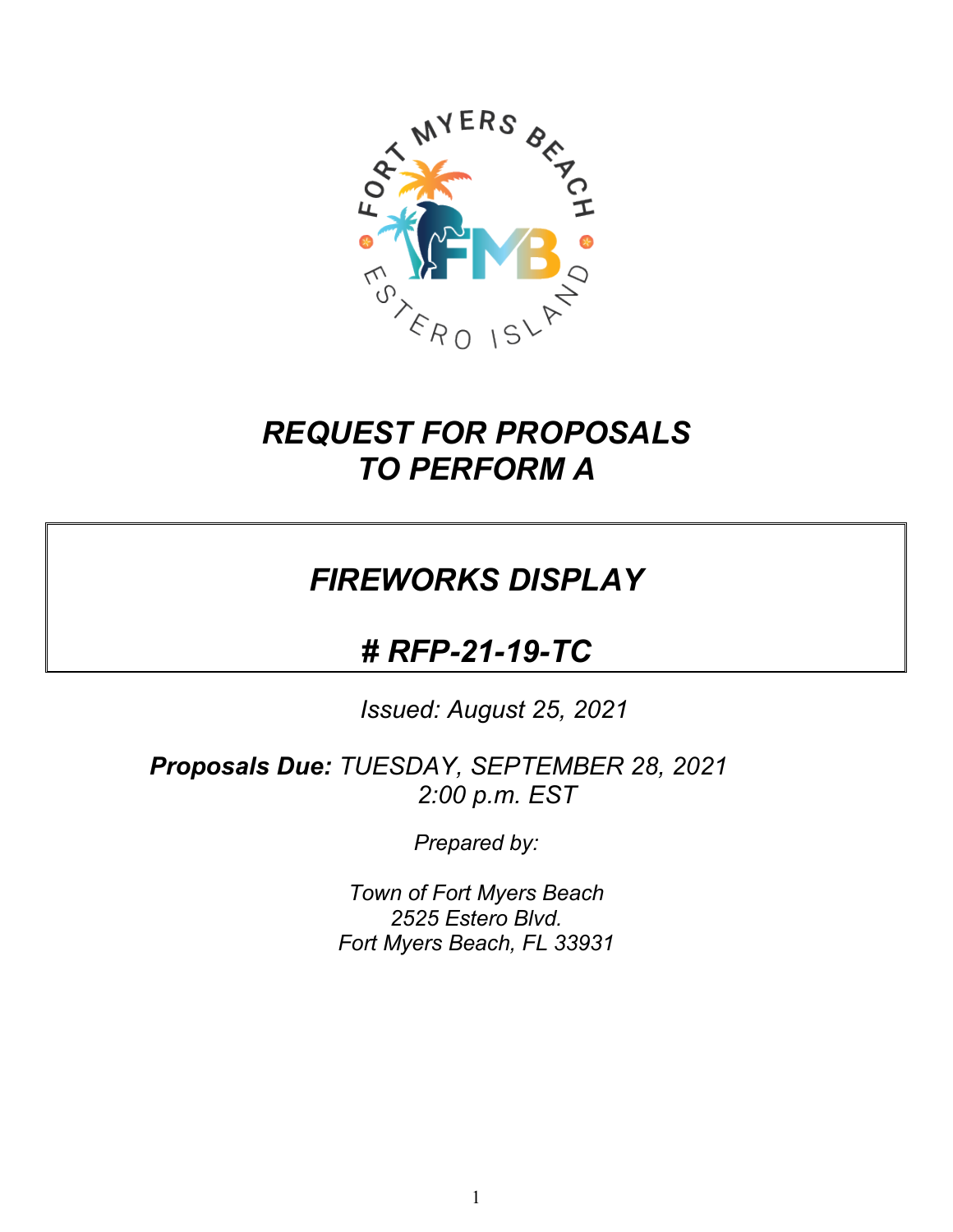# *REQUEST FOR PROPOSALS TO PERFORM A*

## *FIREWORKS DISPLAY*

## *# RFP-21-19-TC*

*Issued: August 25, 2021*

***Proposals Due:*** *TUESDAY, SEPTEMBER 28, 2021*
*2:00 p.m. EST*

*Prepared by:*

*Town of Fort Myers Beach*
*2525 Estero Blvd.*
*Fort Myers Beach, FL 33931*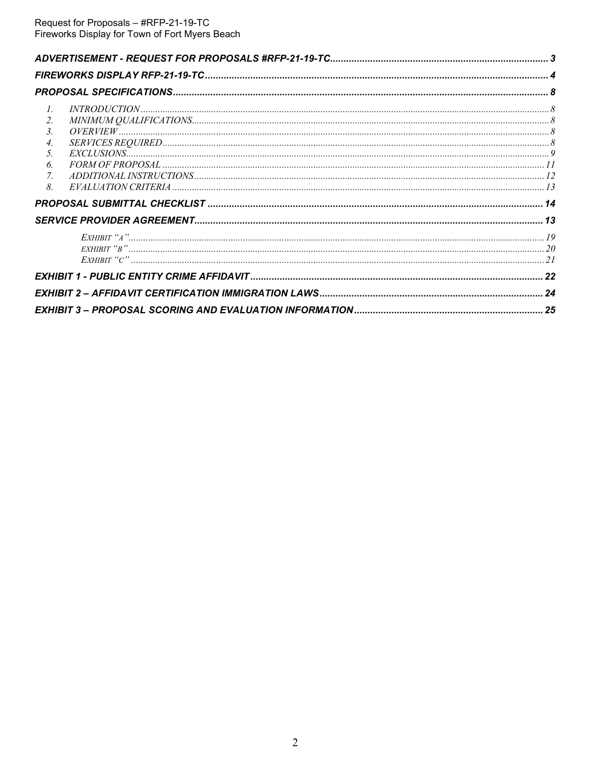**ADVERTISEMENT - REQUEST FOR PROPOSALS #RFP-21-19-TC** ..... 3

**FIREWORKS DISPLAY RFP-21-19-TC** ..... 4

**PROPOSAL SPECIFICATIONS** ..... 8

1. *INTRODUCTION* ..... 8
2. *MINIMUM QUALIFICATIONS* ..... 8
3. *OVERVIEW* ..... 8
4. *SERVICES REQUIRED* ..... 8
5. *EXCLUSIONS* ..... 9
6. *FORM OF PROPOSAL* ..... 11
7. *ADDITIONAL INSTRUCTIONS* ..... 12
8. *EVALUATION CRITERIA* ..... 13

**PROPOSAL SUBMITTAL CHECKLIST** ..... 14

**SERVICE PROVIDER AGREEMENT** ..... 13

- *EXHIBIT "A"* ..... 19
- *EXHIBIT "B"* ..... 20
- *EXHIBIT "C"* ..... 21

**EXHIBIT 1 - PUBLIC ENTITY CRIME AFFIDAVIT** ..... 22

**EXHIBIT 2 – AFFIDAVIT CERTIFICATION IMMIGRATION LAWS** ..... 24

**EXHIBIT 3 – PROPOSAL SCORING AND EVALUATION INFORMATION** ..... 25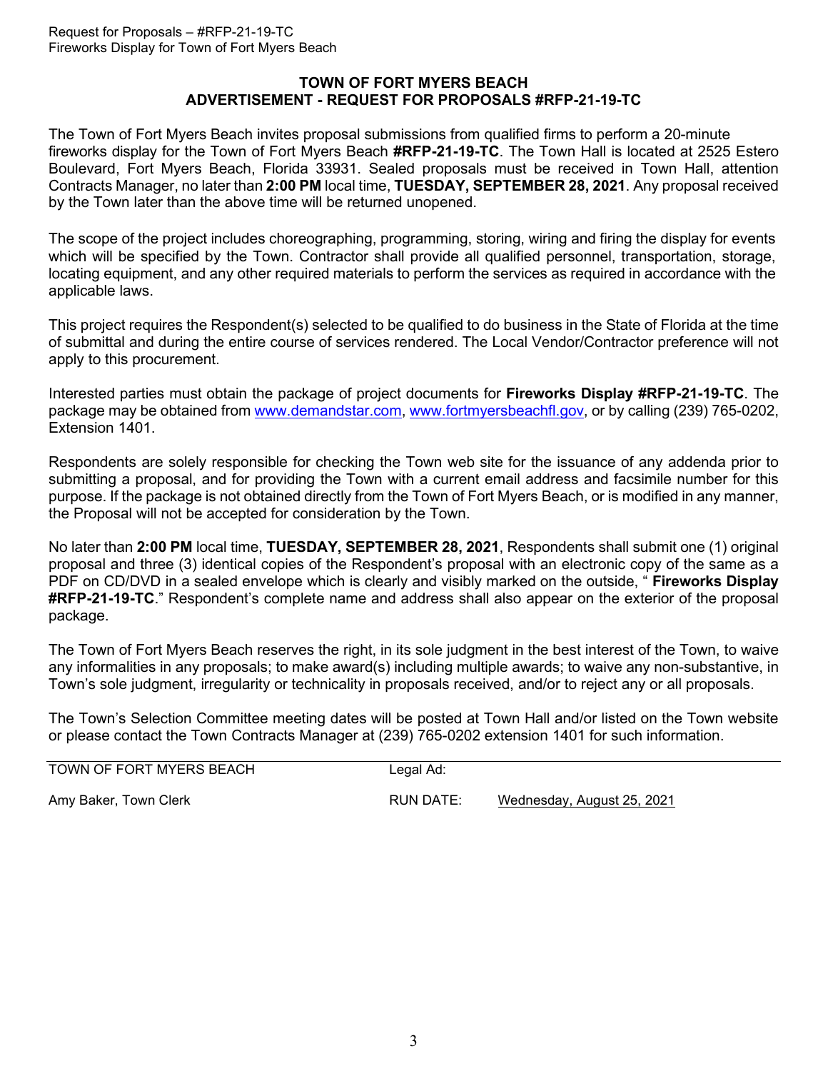## TOWN OF FORT MYERS BEACH
## ADVERTISEMENT - REQUEST FOR PROPOSALS #RFP-21-19-TC

The Town of Fort Myers Beach invites proposal submissions from qualified firms to perform a 20-minute fireworks display for the Town of Fort Myers Beach **#RFP-21-19-TC**. The Town Hall is located at 2525 Estero Boulevard, Fort Myers Beach, Florida 33931. Sealed proposals must be received in Town Hall, attention Contracts Manager, no later than **2:00 PM** local time, **TUESDAY, SEPTEMBER 28, 2021**. Any proposal received by the Town later than the above time will be returned unopened.

The scope of the project includes choreographing, programming, storing, wiring and firing the display for events which will be specified by the Town. Contractor shall provide all qualified personnel, transportation, storage, locating equipment, and any other required materials to perform the services as required in accordance with the applicable laws.

This project requires the Respondent(s) selected to be qualified to do business in the State of Florida at the time of submittal and during the entire course of services rendered. The Local Vendor/Contractor preference will not apply to this procurement.

Interested parties must obtain the package of project documents for **Fireworks Display #RFP-21-19-TC**. The package may be obtained from www.demandstar.com, www.fortmyersbeachfl.gov, or by calling (239) 765-0202, Extension 1401.

Respondents are solely responsible for checking the Town web site for the issuance of any addenda prior to submitting a proposal, and for providing the Town with a current email address and facsimile number for this purpose. If the package is not obtained directly from the Town of Fort Myers Beach, or is modified in any manner, the Proposal will not be accepted for consideration by the Town.

No later than **2:00 PM** local time, **TUESDAY, SEPTEMBER 28, 2021**, Respondents shall submit one (1) original proposal and three (3) identical copies of the Respondent's proposal with an electronic copy of the same as a PDF on CD/DVD in a sealed envelope which is clearly and visibly marked on the outside, " **Fireworks Display #RFP-21-19-TC**." Respondent's complete name and address shall also appear on the exterior of the proposal package.

The Town of Fort Myers Beach reserves the right, in its sole judgment in the best interest of the Town, to waive any informalities in any proposals; to make award(s) including multiple awards; to waive any non-substantive, in Town's sole judgment, irregularity or technicality in proposals received, and/or to reject any or all proposals.

The Town's Selection Committee meeting dates will be posted at Town Hall and/or listed on the Town website or please contact the Town Contracts Manager at (239) 765-0202 extension 1401 for such information.

| | | |
|---|---|---|
| TOWN OF FORT MYERS BEACH | Legal Ad: | |
| Amy Baker, Town Clerk | RUN DATE: | Wednesday, August 25, 2021 |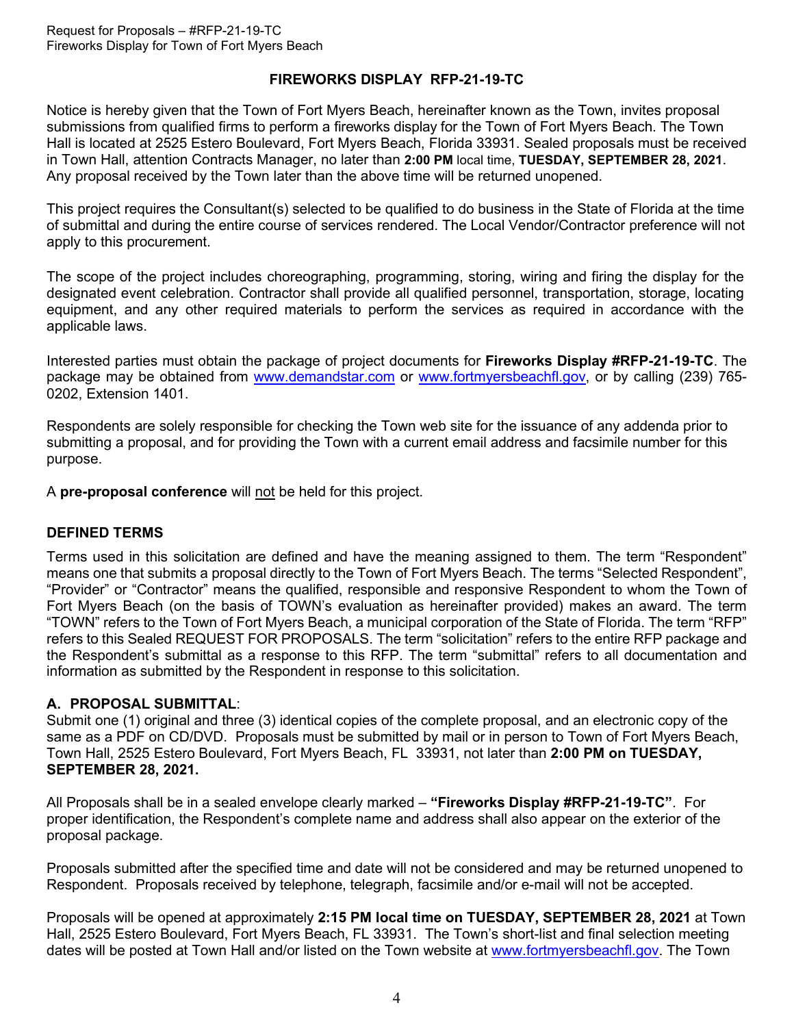## FIREWORKS DISPLAY RFP-21-19-TC

Notice is hereby given that the Town of Fort Myers Beach, hereinafter known as the Town, invites proposal submissions from qualified firms to perform a fireworks display for the Town of Fort Myers Beach. The Town Hall is located at 2525 Estero Boulevard, Fort Myers Beach, Florida 33931. Sealed proposals must be received in Town Hall, attention Contracts Manager, no later than **2:00 PM** local time, **TUESDAY, SEPTEMBER 28, 2021**. Any proposal received by the Town later than the above time will be returned unopened.

This project requires the Consultant(s) selected to be qualified to do business in the State of Florida at the time of submittal and during the entire course of services rendered. The Local Vendor/Contractor preference will not apply to this procurement.

The scope of the project includes choreographing, programming, storing, wiring and firing the display for the designated event celebration. Contractor shall provide all qualified personnel, transportation, storage, locating equipment, and any other required materials to perform the services as required in accordance with the applicable laws.

Interested parties must obtain the package of project documents for **Fireworks Display #RFP-21-19-TC**. The package may be obtained from www.demandstar.com or www.fortmyersbeachfl.gov, or by calling (239) 765-0202, Extension 1401.

Respondents are solely responsible for checking the Town web site for the issuance of any addenda prior to submitting a proposal, and for providing the Town with a current email address and facsimile number for this purpose.

A **pre-proposal conference** will not be held for this project.

### DEFINED TERMS

Terms used in this solicitation are defined and have the meaning assigned to them. The term "Respondent" means one that submits a proposal directly to the Town of Fort Myers Beach. The terms "Selected Respondent", "Provider" or "Contractor" means the qualified, responsible and responsive Respondent to whom the Town of Fort Myers Beach (on the basis of TOWN's evaluation as hereinafter provided) makes an award. The term "TOWN" refers to the Town of Fort Myers Beach, a municipal corporation of the State of Florida. The term "RFP" refers to this Sealed REQUEST FOR PROPOSALS. The term "solicitation" refers to the entire RFP package and the Respondent's submittal as a response to this RFP. The term "submittal" refers to all documentation and information as submitted by the Respondent in response to this solicitation.

### A. PROPOSAL SUBMITTAL:

Submit one (1) original and three (3) identical copies of the complete proposal, and an electronic copy of the same as a PDF on CD/DVD. Proposals must be submitted by mail or in person to Town of Fort Myers Beach, Town Hall, 2525 Estero Boulevard, Fort Myers Beach, FL 33931, not later than **2:00 PM on TUESDAY, SEPTEMBER 28, 2021.**

All Proposals shall be in a sealed envelope clearly marked – **"Fireworks Display #RFP-21-19-TC"**. For proper identification, the Respondent's complete name and address shall also appear on the exterior of the proposal package.

Proposals submitted after the specified time and date will not be considered and may be returned unopened to Respondent. Proposals received by telephone, telegraph, facsimile and/or e-mail will not be accepted.

Proposals will be opened at approximately **2:15 PM local time on TUESDAY, SEPTEMBER 28, 2021** at Town Hall, 2525 Estero Boulevard, Fort Myers Beach, FL 33931. The Town's short-list and final selection meeting dates will be posted at Town Hall and/or listed on the Town website at www.fortmyersbeachfl.gov. The Town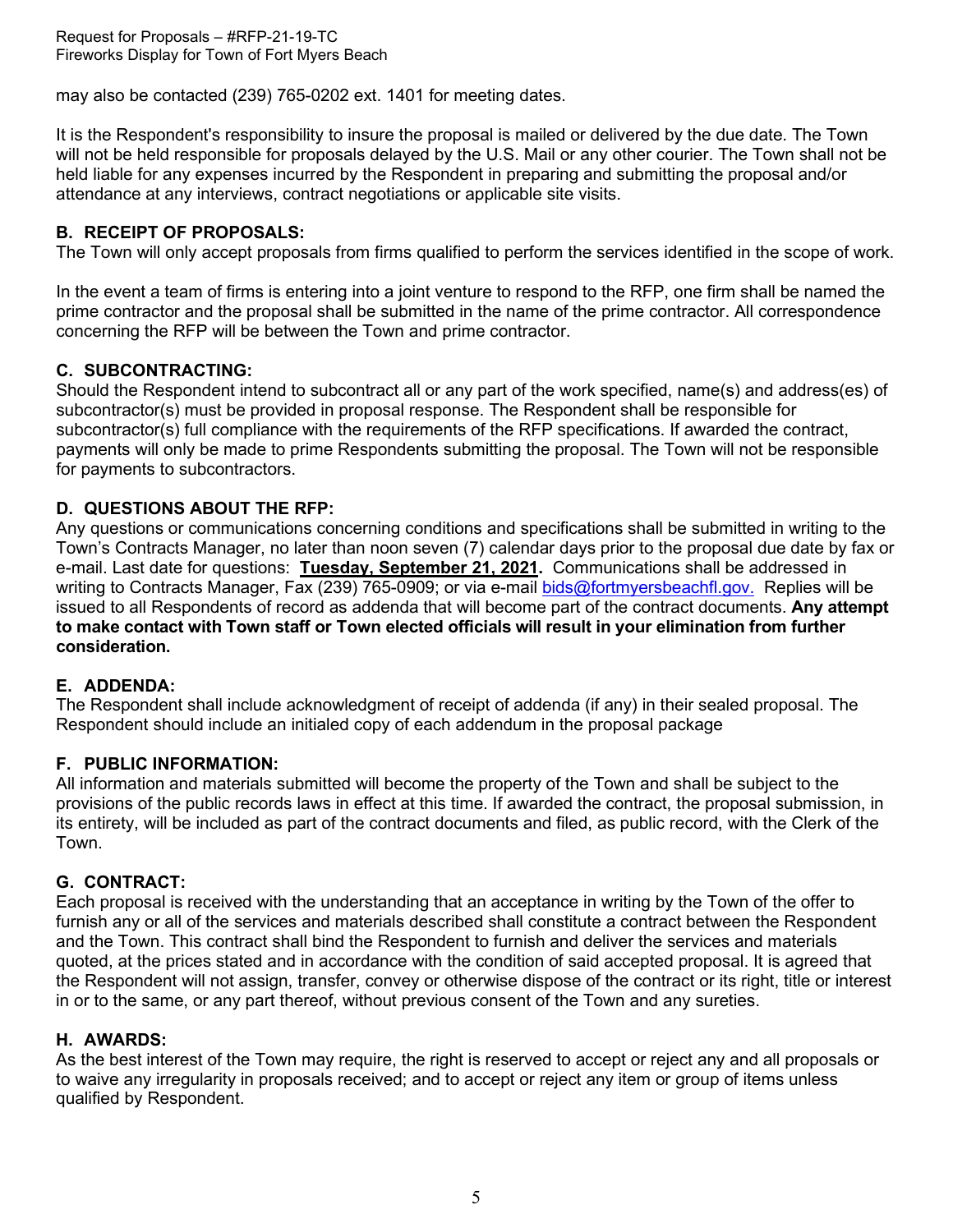may also be contacted (239) 765-0202 ext. 1401 for meeting dates.

It is the Respondent's responsibility to insure the proposal is mailed or delivered by the due date. The Town will not be held responsible for proposals delayed by the U.S. Mail or any other courier. The Town shall not be held liable for any expenses incurred by the Respondent in preparing and submitting the proposal and/or attendance at any interviews, contract negotiations or applicable site visits.

### B. RECEIPT OF PROPOSALS:

The Town will only accept proposals from firms qualified to perform the services identified in the scope of work.

In the event a team of firms is entering into a joint venture to respond to the RFP, one firm shall be named the prime contractor and the proposal shall be submitted in the name of the prime contractor. All correspondence concerning the RFP will be between the Town and prime contractor.

### C. SUBCONTRACTING:

Should the Respondent intend to subcontract all or any part of the work specified, name(s) and address(es) of subcontractor(s) must be provided in proposal response. The Respondent shall be responsible for subcontractor(s) full compliance with the requirements of the RFP specifications. If awarded the contract, payments will only be made to prime Respondents submitting the proposal. The Town will not be responsible for payments to subcontractors.

### D. QUESTIONS ABOUT THE RFP:

Any questions or communications concerning conditions and specifications shall be submitted in writing to the Town's Contracts Manager, no later than noon seven (7) calendar days prior to the proposal due date by fax or e-mail. Last date for questions: **Tuesday, September 21, 2021.** Communications shall be addressed in writing to Contracts Manager, Fax (239) 765-0909; or via e-mail bids@fortmyersbeachfl.gov. Replies will be issued to all Respondents of record as addenda that will become part of the contract documents. **Any attempt to make contact with Town staff or Town elected officials will result in your elimination from further consideration.**

### E. ADDENDA:

The Respondent shall include acknowledgment of receipt of addenda (if any) in their sealed proposal. The Respondent should include an initialed copy of each addendum in the proposal package

### F. PUBLIC INFORMATION:

All information and materials submitted will become the property of the Town and shall be subject to the provisions of the public records laws in effect at this time. If awarded the contract, the proposal submission, in its entirety, will be included as part of the contract documents and filed, as public record, with the Clerk of the Town.

### G. CONTRACT:

Each proposal is received with the understanding that an acceptance in writing by the Town of the offer to furnish any or all of the services and materials described shall constitute a contract between the Respondent and the Town. This contract shall bind the Respondent to furnish and deliver the services and materials quoted, at the prices stated and in accordance with the condition of said accepted proposal. It is agreed that the Respondent will not assign, transfer, convey or otherwise dispose of the contract or its right, title or interest in or to the same, or any part thereof, without previous consent of the Town and any sureties.

### H. AWARDS:

As the best interest of the Town may require, the right is reserved to accept or reject any and all proposals or to waive any irregularity in proposals received; and to accept or reject any item or group of items unless qualified by Respondent.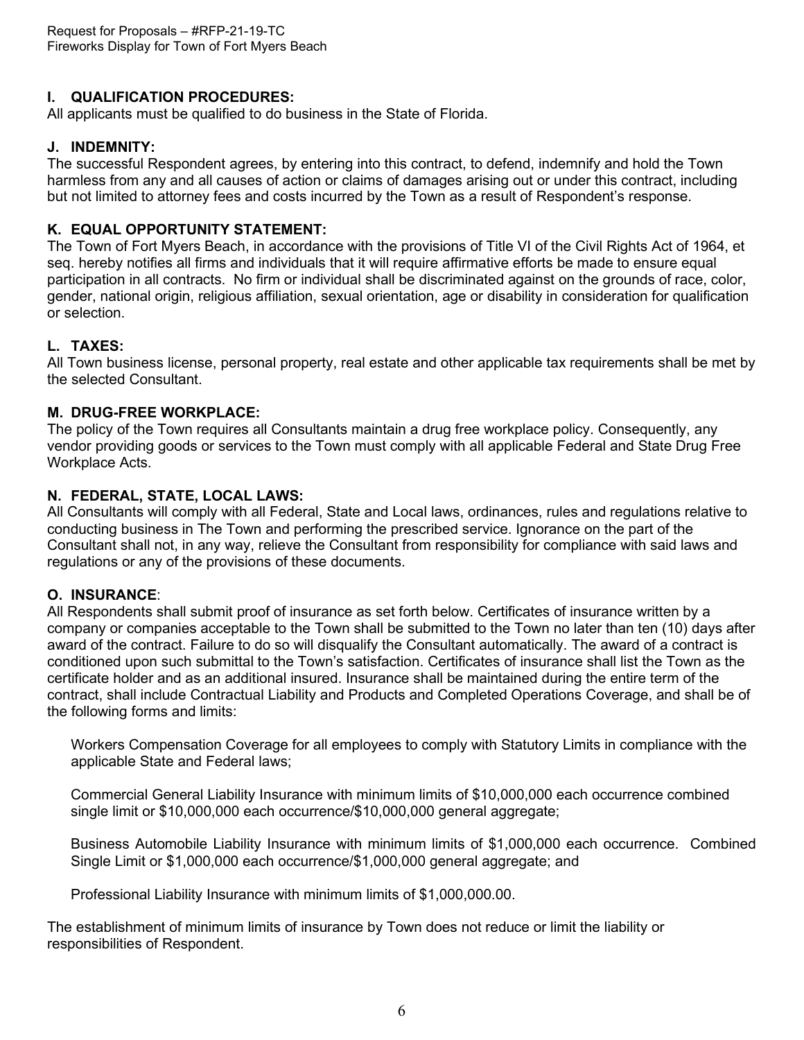### I. QUALIFICATION PROCEDURES:

All applicants must be qualified to do business in the State of Florida.

### J. INDEMNITY:

The successful Respondent agrees, by entering into this contract, to defend, indemnify and hold the Town harmless from any and all causes of action or claims of damages arising out or under this contract, including but not limited to attorney fees and costs incurred by the Town as a result of Respondent's response.

### K. EQUAL OPPORTUNITY STATEMENT:

The Town of Fort Myers Beach, in accordance with the provisions of Title VI of the Civil Rights Act of 1964, et seq. hereby notifies all firms and individuals that it will require affirmative efforts be made to ensure equal participation in all contracts. No firm or individual shall be discriminated against on the grounds of race, color, gender, national origin, religious affiliation, sexual orientation, age or disability in consideration for qualification or selection.

### L. TAXES:

All Town business license, personal property, real estate and other applicable tax requirements shall be met by the selected Consultant.

### M. DRUG-FREE WORKPLACE:

The policy of the Town requires all Consultants maintain a drug free workplace policy. Consequently, any vendor providing goods or services to the Town must comply with all applicable Federal and State Drug Free Workplace Acts.

### N. FEDERAL, STATE, LOCAL LAWS:

All Consultants will comply with all Federal, State and Local laws, ordinances, rules and regulations relative to conducting business in The Town and performing the prescribed service. Ignorance on the part of the Consultant shall not, in any way, relieve the Consultant from responsibility for compliance with said laws and regulations or any of the provisions of these documents.

### O. INSURANCE:

All Respondents shall submit proof of insurance as set forth below. Certificates of insurance written by a company or companies acceptable to the Town shall be submitted to the Town no later than ten (10) days after award of the contract. Failure to do so will disqualify the Consultant automatically. The award of a contract is conditioned upon such submittal to the Town's satisfaction. Certificates of insurance shall list the Town as the certificate holder and as an additional insured. Insurance shall be maintained during the entire term of the contract, shall include Contractual Liability and Products and Completed Operations Coverage, and shall be of the following forms and limits:

Workers Compensation Coverage for all employees to comply with Statutory Limits in compliance with the applicable State and Federal laws;

Commercial General Liability Insurance with minimum limits of $10,000,000 each occurrence combined single limit or $10,000,000 each occurrence/$10,000,000 general aggregate;

Business Automobile Liability Insurance with minimum limits of $1,000,000 each occurrence. Combined Single Limit or $1,000,000 each occurrence/$1,000,000 general aggregate; and

Professional Liability Insurance with minimum limits of $1,000,000.00.

The establishment of minimum limits of insurance by Town does not reduce or limit the liability or responsibilities of Respondent.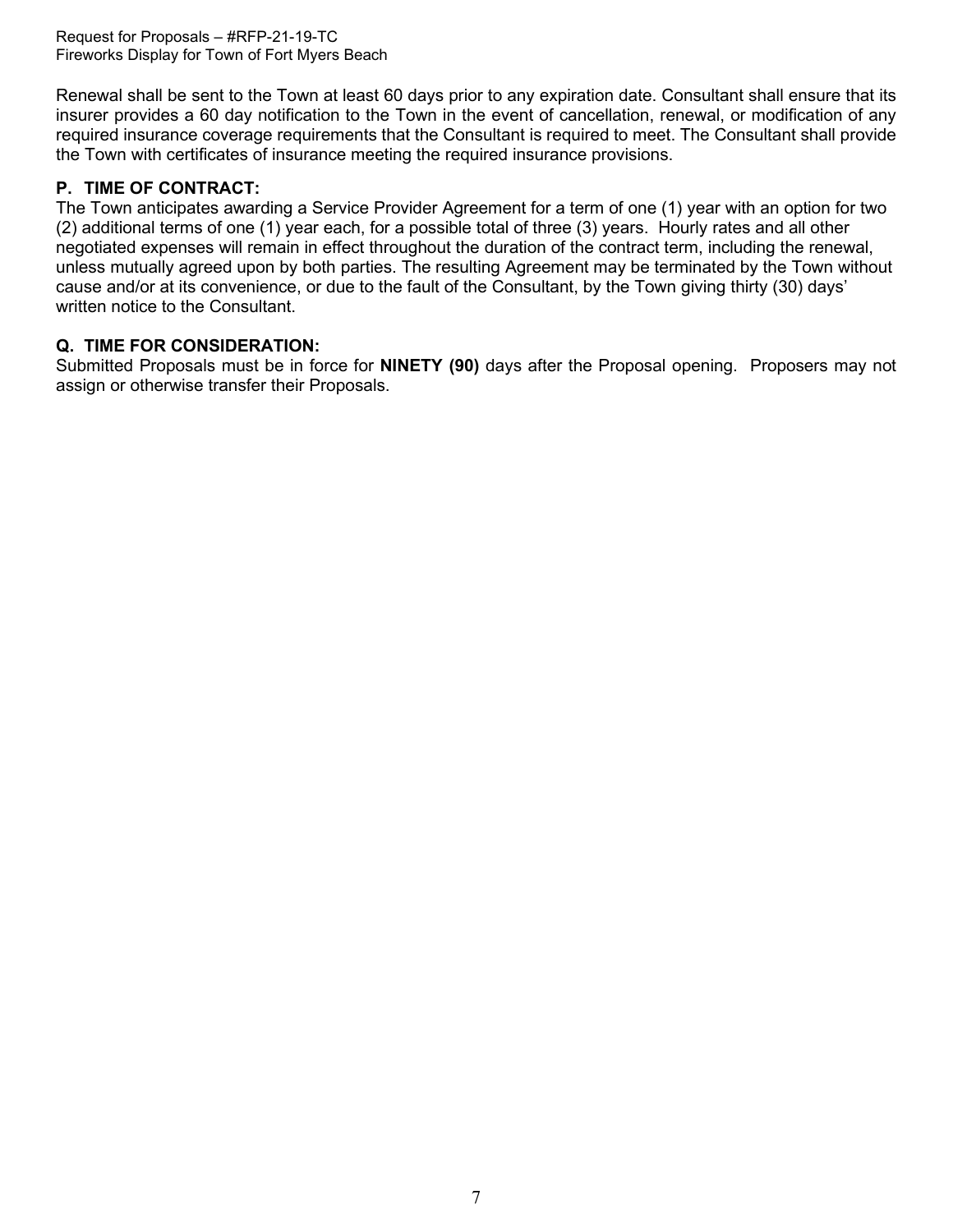Renewal shall be sent to the Town at least 60 days prior to any expiration date. Consultant shall ensure that its insurer provides a 60 day notification to the Town in the event of cancellation, renewal, or modification of any required insurance coverage requirements that the Consultant is required to meet. The Consultant shall provide the Town with certificates of insurance meeting the required insurance provisions.

## P. TIME OF CONTRACT:

The Town anticipates awarding a Service Provider Agreement for a term of one (1) year with an option for two (2) additional terms of one (1) year each, for a possible total of three (3) years. Hourly rates and all other negotiated expenses will remain in effect throughout the duration of the contract term, including the renewal, unless mutually agreed upon by both parties. The resulting Agreement may be terminated by the Town without cause and/or at its convenience, or due to the fault of the Consultant, by the Town giving thirty (30) days' written notice to the Consultant.

## Q. TIME FOR CONSIDERATION:

Submitted Proposals must be in force for **NINETY (90)** days after the Proposal opening. Proposers may not assign or otherwise transfer their Proposals.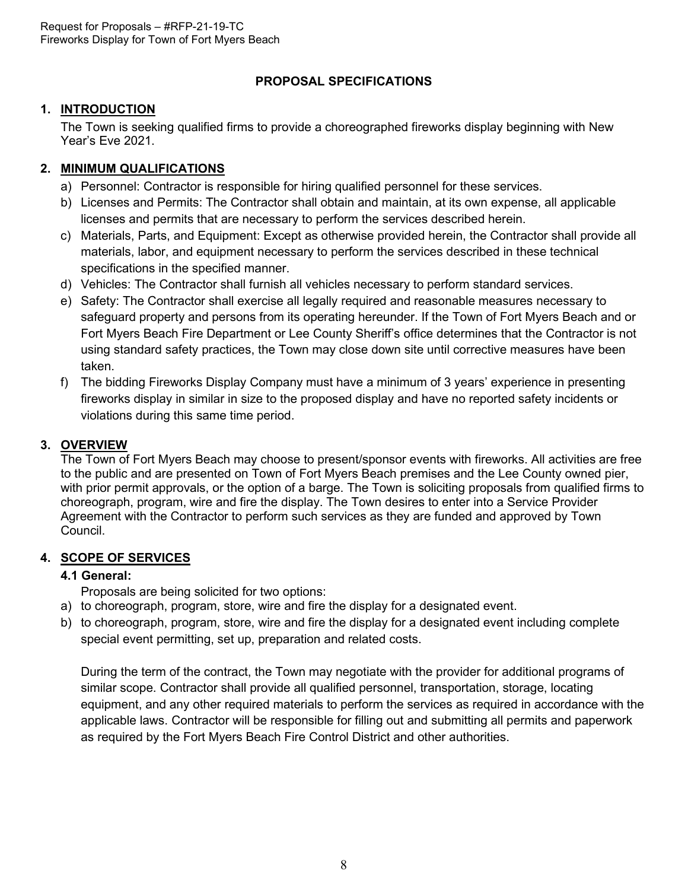## PROPOSAL SPECIFICATIONS

### 1. INTRODUCTION

The Town is seeking qualified firms to provide a choreographed fireworks display beginning with New Year's Eve 2021.

### 2. MINIMUM QUALIFICATIONS

a) Personnel: Contractor is responsible for hiring qualified personnel for these services.
b) Licenses and Permits: The Contractor shall obtain and maintain, at its own expense, all applicable licenses and permits that are necessary to perform the services described herein.
c) Materials, Parts, and Equipment: Except as otherwise provided herein, the Contractor shall provide all materials, labor, and equipment necessary to perform the services described in these technical specifications in the specified manner.
d) Vehicles: The Contractor shall furnish all vehicles necessary to perform standard services.
e) Safety: The Contractor shall exercise all legally required and reasonable measures necessary to safeguard property and persons from its operating hereunder. If the Town of Fort Myers Beach and or Fort Myers Beach Fire Department or Lee County Sheriff's office determines that the Contractor is not using standard safety practices, the Town may close down site until corrective measures have been taken.
f) The bidding Fireworks Display Company must have a minimum of 3 years' experience in presenting fireworks display in similar in size to the proposed display and have no reported safety incidents or violations during this same time period.

### 3. OVERVIEW

The Town of Fort Myers Beach may choose to present/sponsor events with fireworks. All activities are free to the public and are presented on Town of Fort Myers Beach premises and the Lee County owned pier, with prior permit approvals, or the option of a barge. The Town is soliciting proposals from qualified firms to choreograph, program, wire and fire the display. The Town desires to enter into a Service Provider Agreement with the Contractor to perform such services as they are funded and approved by Town Council.

### 4. SCOPE OF SERVICES

#### 4.1 General:

Proposals are being solicited for two options:

a) to choreograph, program, store, wire and fire the display for a designated event.
b) to choreograph, program, store, wire and fire the display for a designated event including complete special event permitting, set up, preparation and related costs.

During the term of the contract, the Town may negotiate with the provider for additional programs of similar scope. Contractor shall provide all qualified personnel, transportation, storage, locating equipment, and any other required materials to perform the services as required in accordance with the applicable laws. Contractor will be responsible for filling out and submitting all permits and paperwork as required by the Fort Myers Beach Fire Control District and other authorities.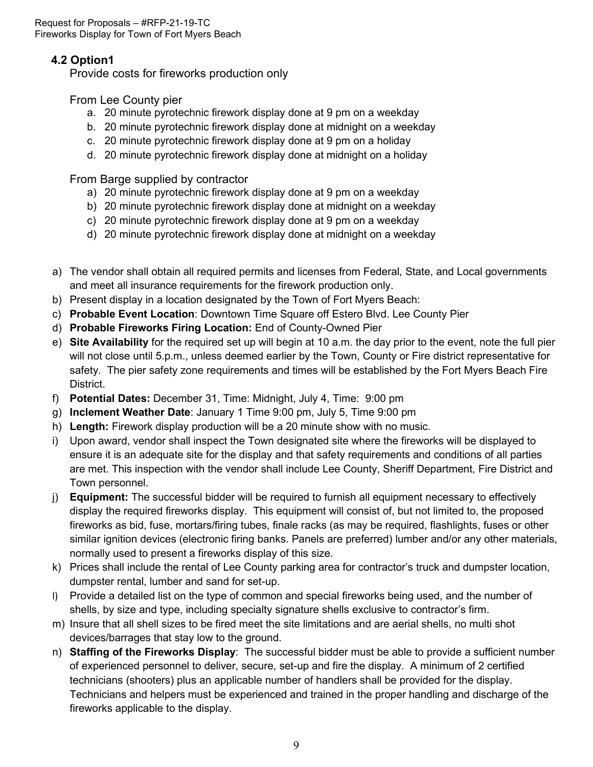## 4.2 Option1

Provide costs for fireworks production only

From Lee County pier

a. 20 minute pyrotechnic firework display done at 9 pm on a weekday
b. 20 minute pyrotechnic firework display done at midnight on a weekday
c. 20 minute pyrotechnic firework display done at 9 pm on a holiday
d. 20 minute pyrotechnic firework display done at midnight on a holiday

From Barge supplied by contractor

a) 20 minute pyrotechnic firework display done at 9 pm on a weekday
b) 20 minute pyrotechnic firework display done at midnight on a weekday
c) 20 minute pyrotechnic firework display done at 9 pm on a weekday
d) 20 minute pyrotechnic firework display done at midnight on a weekday

a) The vendor shall obtain all required permits and licenses from Federal, State, and Local governments and meet all insurance requirements for the firework production only.
b) Present display in a location designated by the Town of Fort Myers Beach:
c) **Probable Event Location**: Downtown Time Square off Estero Blvd. Lee County Pier
d) **Probable Fireworks Firing Location:** End of County-Owned Pier
e) **Site Availability** for the required set up will begin at 10 a.m. the day prior to the event, note the full pier will not close until 5.p.m., unless deemed earlier by the Town, County or Fire district representative for safety. The pier safety zone requirements and times will be established by the Fort Myers Beach Fire District.
f) **Potential Dates:** December 31, Time: Midnight, July 4, Time: 9:00 pm
g) **Inclement Weather Date**: January 1 Time 9:00 pm, July 5, Time 9:00 pm
h) **Length:** Firework display production will be a 20 minute show with no music.
i) Upon award, vendor shall inspect the Town designated site where the fireworks will be displayed to ensure it is an adequate site for the display and that safety requirements and conditions of all parties are met. This inspection with the vendor shall include Lee County, Sheriff Department, Fire District and Town personnel.
j) **Equipment:** The successful bidder will be required to furnish all equipment necessary to effectively display the required fireworks display. This equipment will consist of, but not limited to, the proposed fireworks as bid, fuse, mortars/firing tubes, finale racks (as may be required, flashlights, fuses or other similar ignition devices (electronic firing banks. Panels are preferred) lumber and/or any other materials, normally used to present a fireworks display of this size.
k) Prices shall include the rental of Lee County parking area for contractor's truck and dumpster location, dumpster rental, lumber and sand for set-up.
l) Provide a detailed list on the type of common and special fireworks being used, and the number of shells, by size and type, including specialty signature shells exclusive to contractor's firm.
m) Insure that all shell sizes to be fired meet the site limitations and are aerial shells, no multi shot devices/barrages that stay low to the ground.
n) **Staffing of the Fireworks Display**: The successful bidder must be able to provide a sufficient number of experienced personnel to deliver, secure, set-up and fire the display. A minimum of 2 certified technicians (shooters) plus an applicable number of handlers shall be provided for the display. Technicians and helpers must be experienced and trained in the proper handling and discharge of the fireworks applicable to the display.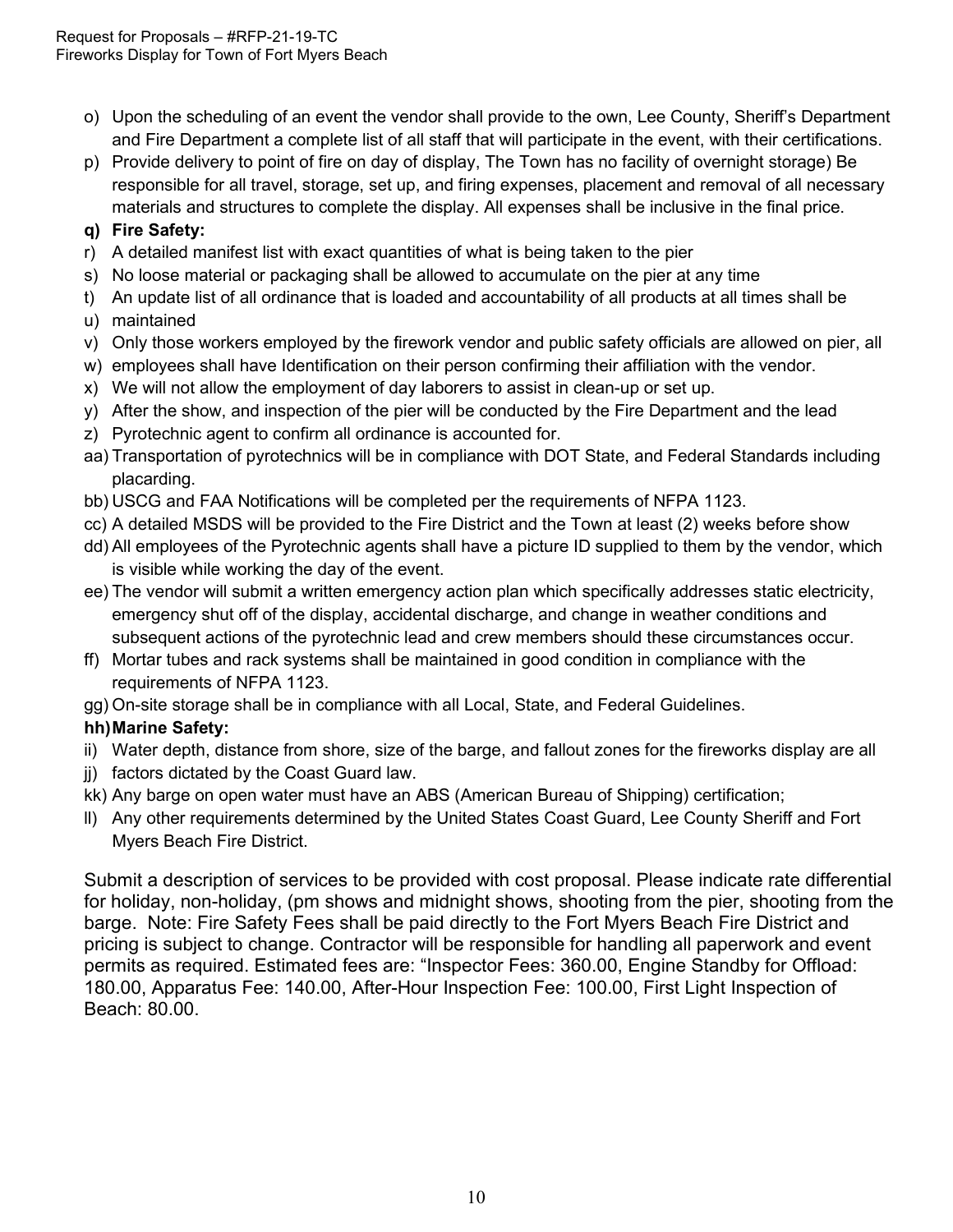o) Upon the scheduling of an event the vendor shall provide to the own, Lee County, Sheriff's Department and Fire Department a complete list of all staff that will participate in the event, with their certifications.
p) Provide delivery to point of fire on day of display, The Town has no facility of overnight storage) Be responsible for all travel, storage, set up, and firing expenses, placement and removal of all necessary materials and structures to complete the display. All expenses shall be inclusive in the final price.
q) **Fire Safety:**
r) A detailed manifest list with exact quantities of what is being taken to the pier
s) No loose material or packaging shall be allowed to accumulate on the pier at any time
t) An update list of all ordinance that is loaded and accountability of all products at all times shall be
u) maintained
v) Only those workers employed by the firework vendor and public safety officials are allowed on pier, all
w) employees shall have Identification on their person confirming their affiliation with the vendor.
x) We will not allow the employment of day laborers to assist in clean-up or set up.
y) After the show, and inspection of the pier will be conducted by the Fire Department and the lead
z) Pyrotechnic agent to confirm all ordinance is accounted for.
aa) Transportation of pyrotechnics will be in compliance with DOT State, and Federal Standards including placarding.
bb) USCG and FAA Notifications will be completed per the requirements of NFPA 1123.
cc) A detailed MSDS will be provided to the Fire District and the Town at least (2) weeks before show
dd) All employees of the Pyrotechnic agents shall have a picture ID supplied to them by the vendor, which is visible while working the day of the event.
ee) The vendor will submit a written emergency action plan which specifically addresses static electricity, emergency shut off of the display, accidental discharge, and change in weather conditions and subsequent actions of the pyrotechnic lead and crew members should these circumstances occur.
ff) Mortar tubes and rack systems shall be maintained in good condition in compliance with the requirements of NFPA 1123.
gg) On-site storage shall be in compliance with all Local, State, and Federal Guidelines.
hh) **Marine Safety:**
ii) Water depth, distance from shore, size of the barge, and fallout zones for the fireworks display are all
jj) factors dictated by the Coast Guard law.
kk) Any barge on open water must have an ABS (American Bureau of Shipping) certification;
ll) Any other requirements determined by the United States Coast Guard, Lee County Sheriff and Fort Myers Beach Fire District.

Submit a description of services to be provided with cost proposal. Please indicate rate differential for holiday, non-holiday, (pm shows and midnight shows, shooting from the pier, shooting from the barge. Note: Fire Safety Fees shall be paid directly to the Fort Myers Beach Fire District and pricing is subject to change. Contractor will be responsible for handling all paperwork and event permits as required. Estimated fees are: "Inspector Fees: 360.00, Engine Standby for Offload: 180.00, Apparatus Fee: 140.00, After-Hour Inspection Fee: 100.00, First Light Inspection of Beach: 80.00.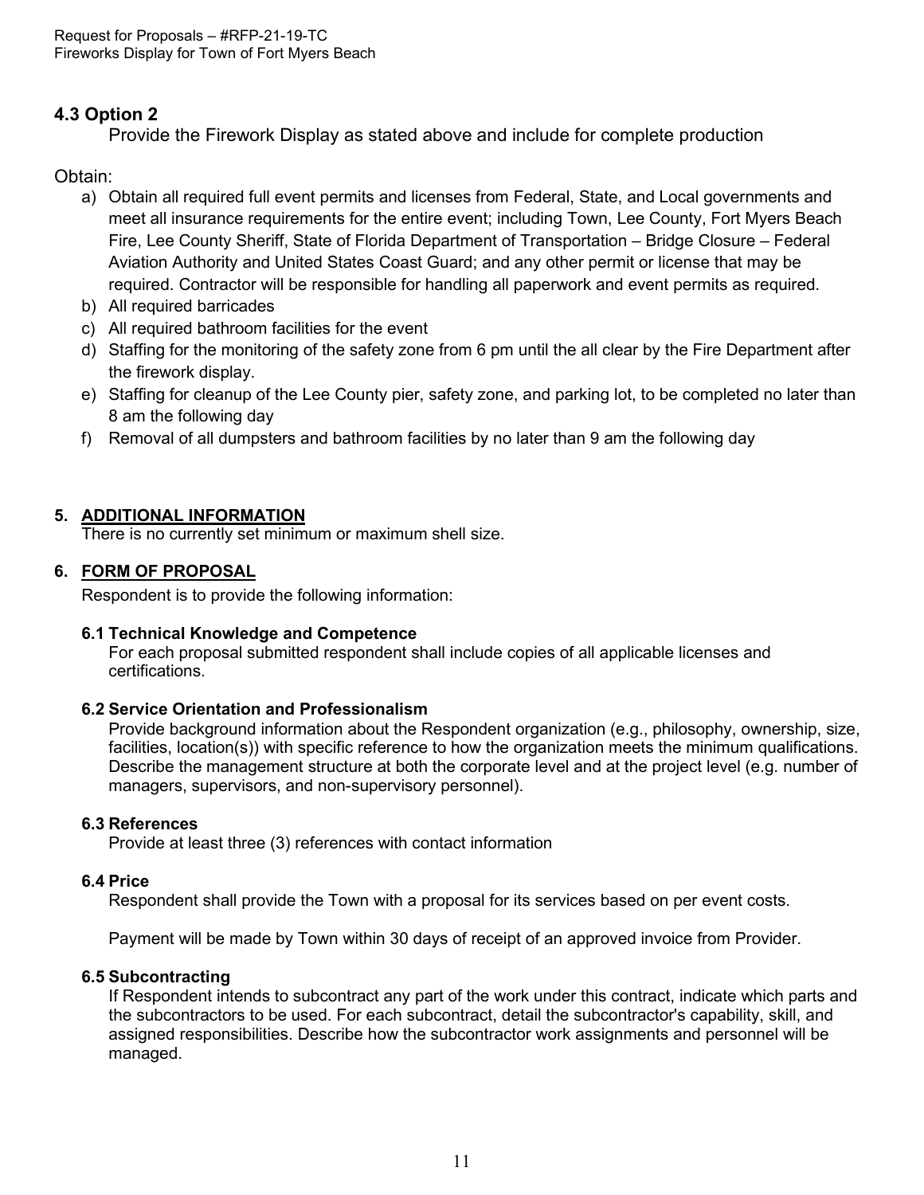### 4.3 Option 2

Provide the Firework Display as stated above and include for complete production

Obtain:

a) Obtain all required full event permits and licenses from Federal, State, and Local governments and meet all insurance requirements for the entire event; including Town, Lee County, Fort Myers Beach Fire, Lee County Sheriff, State of Florida Department of Transportation – Bridge Closure – Federal Aviation Authority and United States Coast Guard; and any other permit or license that may be required. Contractor will be responsible for handling all paperwork and event permits as required.
b) All required barricades
c) All required bathroom facilities for the event
d) Staffing for the monitoring of the safety zone from 6 pm until the all clear by the Fire Department after the firework display.
e) Staffing for cleanup of the Lee County pier, safety zone, and parking lot, to be completed no later than 8 am the following day
f) Removal of all dumpsters and bathroom facilities by no later than 9 am the following day

## 5. ADDITIONAL INFORMATION

There is no currently set minimum or maximum shell size.

## 6. FORM OF PROPOSAL

Respondent is to provide the following information:

### 6.1 Technical Knowledge and Competence

For each proposal submitted respondent shall include copies of all applicable licenses and certifications.

### 6.2 Service Orientation and Professionalism

Provide background information about the Respondent organization (e.g., philosophy, ownership, size, facilities, location(s)) with specific reference to how the organization meets the minimum qualifications. Describe the management structure at both the corporate level and at the project level (e.g. number of managers, supervisors, and non-supervisory personnel).

### 6.3 References

Provide at least three (3) references with contact information

### 6.4 Price

Respondent shall provide the Town with a proposal for its services based on per event costs.

Payment will be made by Town within 30 days of receipt of an approved invoice from Provider.

### 6.5 Subcontracting

If Respondent intends to subcontract any part of the work under this contract, indicate which parts and the subcontractors to be used. For each subcontract, detail the subcontractor's capability, skill, and assigned responsibilities. Describe how the subcontractor work assignments and personnel will be managed.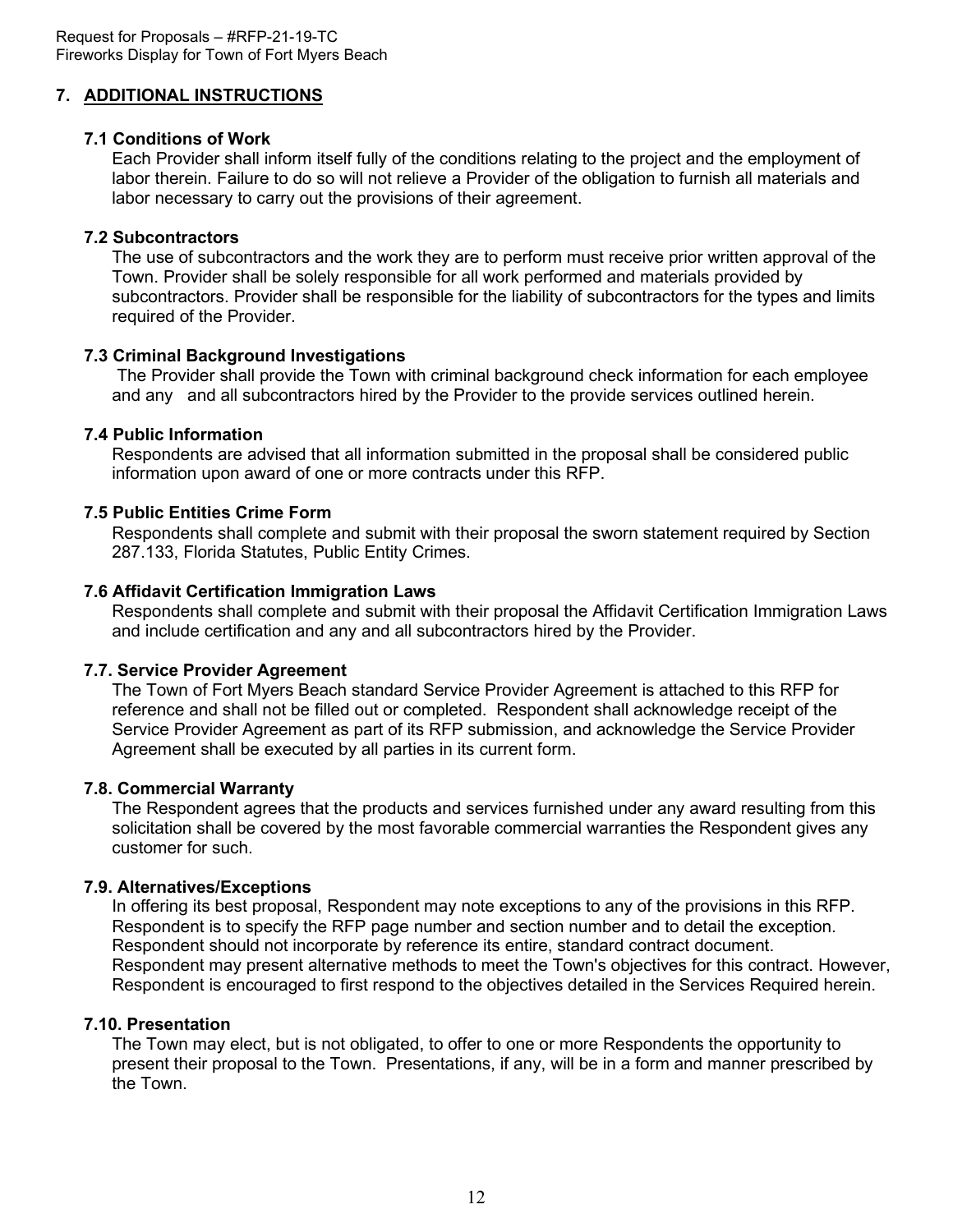## 7. ADDITIONAL INSTRUCTIONS

### 7.1 Conditions of Work

Each Provider shall inform itself fully of the conditions relating to the project and the employment of labor therein. Failure to do so will not relieve a Provider of the obligation to furnish all materials and labor necessary to carry out the provisions of their agreement.

### 7.2 Subcontractors

The use of subcontractors and the work they are to perform must receive prior written approval of the Town. Provider shall be solely responsible for all work performed and materials provided by subcontractors. Provider shall be responsible for the liability of subcontractors for the types and limits required of the Provider.

### 7.3 Criminal Background Investigations

The Provider shall provide the Town with criminal background check information for each employee and any and all subcontractors hired by the Provider to the provide services outlined herein.

### 7.4 Public Information

Respondents are advised that all information submitted in the proposal shall be considered public information upon award of one or more contracts under this RFP.

### 7.5 Public Entities Crime Form

Respondents shall complete and submit with their proposal the sworn statement required by Section 287.133, Florida Statutes, Public Entity Crimes.

### 7.6 Affidavit Certification Immigration Laws

Respondents shall complete and submit with their proposal the Affidavit Certification Immigration Laws and include certification and any and all subcontractors hired by the Provider.

### 7.7. Service Provider Agreement

The Town of Fort Myers Beach standard Service Provider Agreement is attached to this RFP for reference and shall not be filled out or completed. Respondent shall acknowledge receipt of the Service Provider Agreement as part of its RFP submission, and acknowledge the Service Provider Agreement shall be executed by all parties in its current form.

### 7.8. Commercial Warranty

The Respondent agrees that the products and services furnished under any award resulting from this solicitation shall be covered by the most favorable commercial warranties the Respondent gives any customer for such.

### 7.9. Alternatives/Exceptions

In offering its best proposal, Respondent may note exceptions to any of the provisions in this RFP. Respondent is to specify the RFP page number and section number and to detail the exception. Respondent should not incorporate by reference its entire, standard contract document. Respondent may present alternative methods to meet the Town's objectives for this contract. However, Respondent is encouraged to first respond to the objectives detailed in the Services Required herein.

### 7.10. Presentation

The Town may elect, but is not obligated, to offer to one or more Respondents the opportunity to present their proposal to the Town. Presentations, if any, will be in a form and manner prescribed by the Town.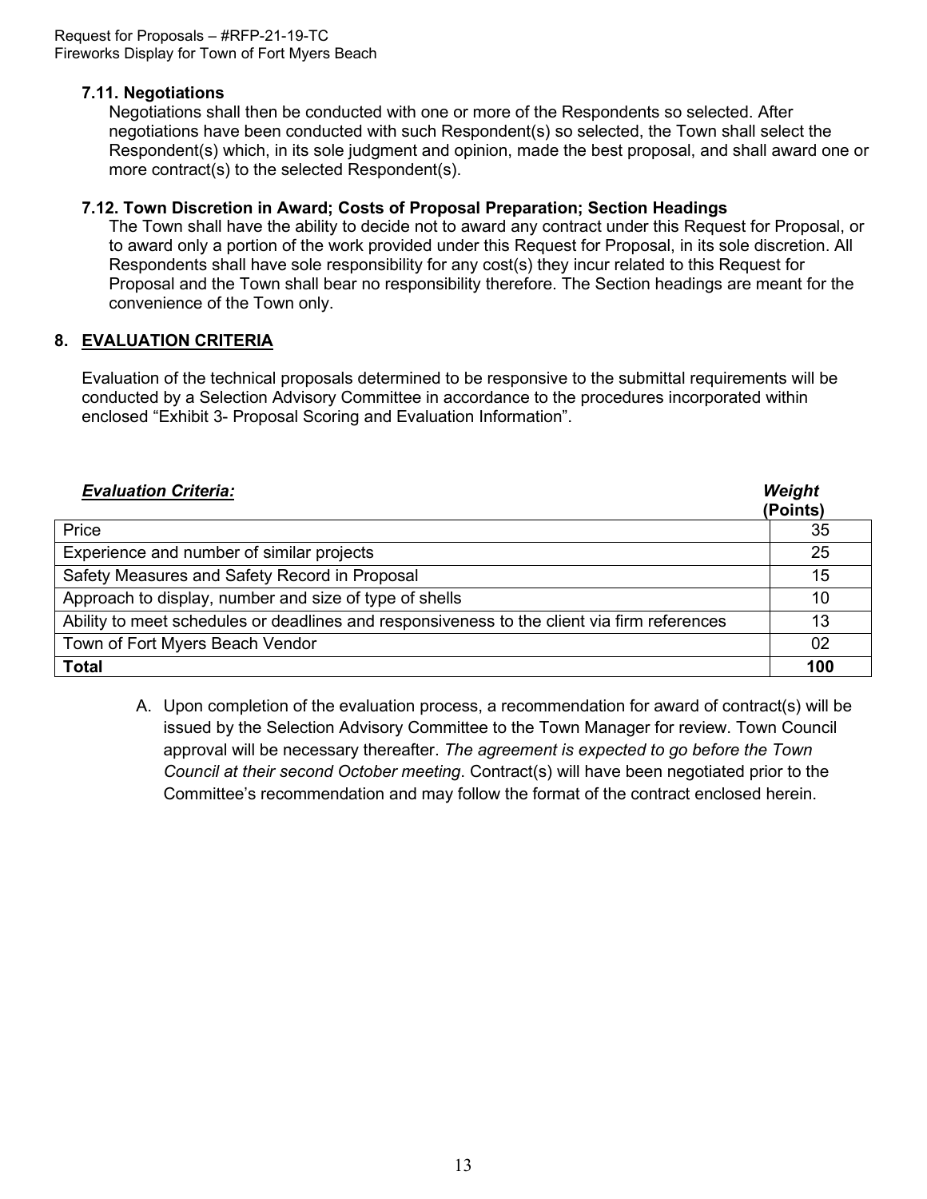### 7.11. Negotiations

Negotiations shall then be conducted with one or more of the Respondents so selected. After negotiations have been conducted with such Respondent(s) so selected, the Town shall select the Respondent(s) which, in its sole judgment and opinion, made the best proposal, and shall award one or more contract(s) to the selected Respondent(s).

### 7.12. Town Discretion in Award; Costs of Proposal Preparation; Section Headings

The Town shall have the ability to decide not to award any contract under this Request for Proposal, or to award only a portion of the work provided under this Request for Proposal, in its sole discretion. All Respondents shall have sole responsibility for any cost(s) they incur related to this Request for Proposal and the Town shall bear no responsibility therefore. The Section headings are meant for the convenience of the Town only.

## 8. EVALUATION CRITERIA

Evaluation of the technical proposals determined to be responsive to the submittal requirements will be conducted by a Selection Advisory Committee in accordance to the procedures incorporated within enclosed "Exhibit 3- Proposal Scoring and Evaluation Information".

| ***Evaluation Criteria:*** | ***Weight*** **(Points)** |
|---|---|
| Price | 35 |
| Experience and number of similar projects | 25 |
| Safety Measures and Safety Record in Proposal | 15 |
| Approach to display, number and size of type of shells | 10 |
| Ability to meet schedules or deadlines and responsiveness to the client via firm references | 13 |
| Town of Fort Myers Beach Vendor | 02 |
| **Total** | **100** |

A. Upon completion of the evaluation process, a recommendation for award of contract(s) will be issued by the Selection Advisory Committee to the Town Manager for review. Town Council approval will be necessary thereafter. *The agreement is expected to go before the Town Council at their second October meeting*. Contract(s) will have been negotiated prior to the Committee's recommendation and may follow the format of the contract enclosed herein.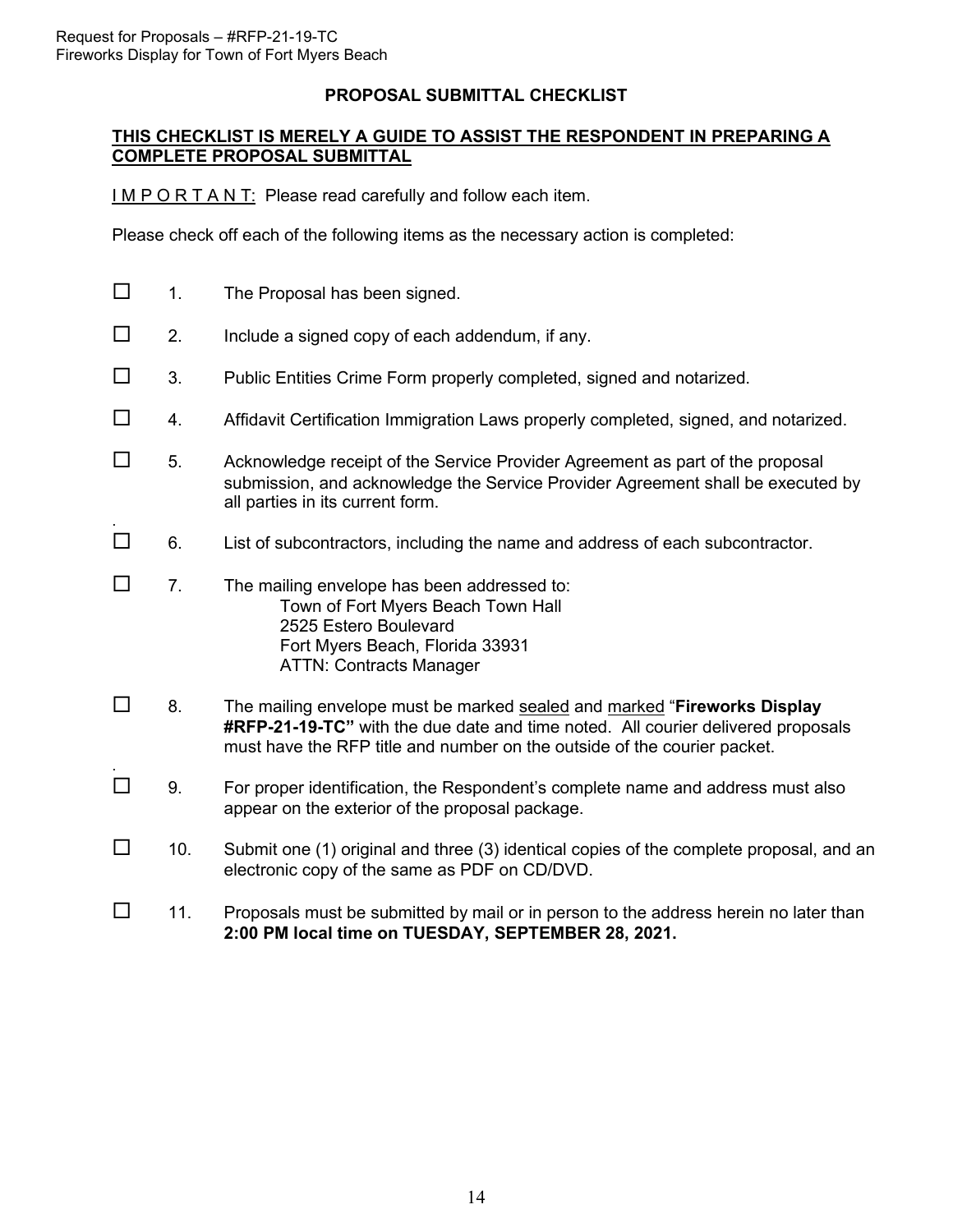## PROPOSAL SUBMITTAL CHECKLIST

**<u>THIS CHECKLIST IS MERELY A GUIDE TO ASSIST THE RESPONDENT IN PREPARING A COMPLETE PROPOSAL SUBMITTAL</u>**

<u>I M P O R T A N T:</u> Please read carefully and follow each item.

Please check off each of the following items as the necessary action is completed:

- ☐ 1. The Proposal has been signed.
- ☐ 2. Include a signed copy of each addendum, if any.
- ☐ 3. Public Entities Crime Form properly completed, signed and notarized.
- ☐ 4. Affidavit Certification Immigration Laws properly completed, signed, and notarized.
- ☐ 5. Acknowledge receipt of the Service Provider Agreement as part of the proposal submission, and acknowledge the Service Provider Agreement shall be executed by all parties in its current form.
- ☐ 6. List of subcontractors, including the name and address of each subcontractor.
- ☐ 7. The mailing envelope has been addressed to:
  Town of Fort Myers Beach Town Hall
  2525 Estero Boulevard
  Fort Myers Beach, Florida 33931
  ATTN: Contracts Manager
- ☐ 8. The mailing envelope must be marked <u>sealed</u> and <u>marked</u> "**Fireworks Display #RFP-21-19-TC"** with the due date and time noted. All courier delivered proposals must have the RFP title and number on the outside of the courier packet.
- ☐ 9. For proper identification, the Respondent's complete name and address must also appear on the exterior of the proposal package.
- ☐ 10. Submit one (1) original and three (3) identical copies of the complete proposal, and an electronic copy of the same as PDF on CD/DVD.
- ☐ 11. Proposals must be submitted by mail or in person to the address herein no later than **2:00 PM local time on TUESDAY, SEPTEMBER 28, 2021.**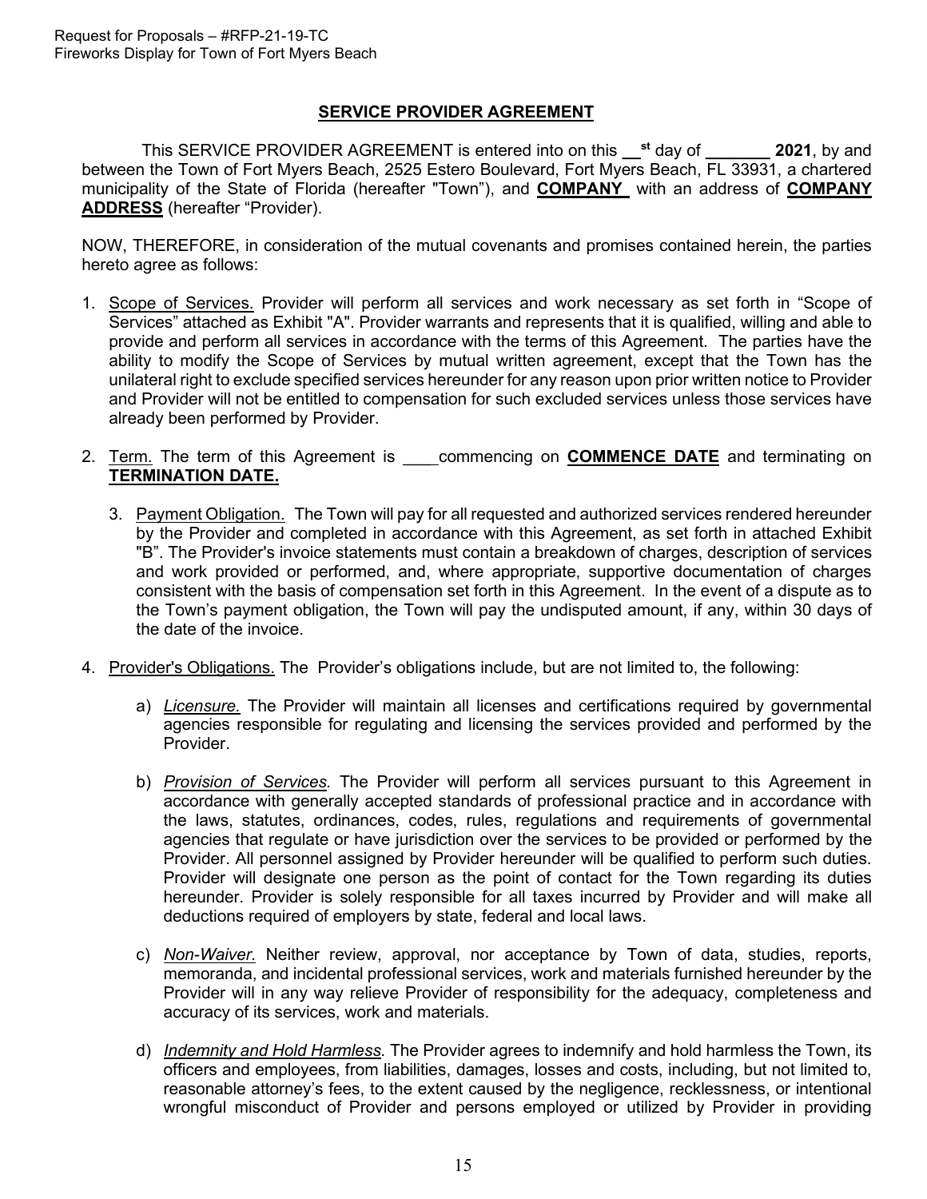## SERVICE PROVIDER AGREEMENT

This SERVICE PROVIDER AGREEMENT is entered into on this __st day of _______ **2021**, by and between the Town of Fort Myers Beach, 2525 Estero Boulevard, Fort Myers Beach, FL 33931, a chartered municipality of the State of Florida (hereafter "Town"), and **COMPANY** with an address of **COMPANY ADDRESS** (hereafter "Provider).

NOW, THEREFORE, in consideration of the mutual covenants and promises contained herein, the parties hereto agree as follows:

1. Scope of Services. Provider will perform all services and work necessary as set forth in "Scope of Services" attached as Exhibit "A". Provider warrants and represents that it is qualified, willing and able to provide and perform all services in accordance with the terms of this Agreement. The parties have the ability to modify the Scope of Services by mutual written agreement, except that the Town has the unilateral right to exclude specified services hereunder for any reason upon prior written notice to Provider and Provider will not be entitled to compensation for such excluded services unless those services have already been performed by Provider.

2. Term. The term of this Agreement is ____commencing on **COMMENCE DATE** and terminating on **TERMINATION DATE.**

3. Payment Obligation. The Town will pay for all requested and authorized services rendered hereunder by the Provider and completed in accordance with this Agreement, as set forth in attached Exhibit "B". The Provider's invoice statements must contain a breakdown of charges, description of services and work provided or performed, and, where appropriate, supportive documentation of charges consistent with the basis of compensation set forth in this Agreement. In the event of a dispute as to the Town's payment obligation, the Town will pay the undisputed amount, if any, within 30 days of the date of the invoice.

4. Provider's Obligations. The Provider's obligations include, but are not limited to, the following:

   a) *Licensure.* The Provider will maintain all licenses and certifications required by governmental agencies responsible for regulating and licensing the services provided and performed by the Provider.

   b) *Provision of Services.* The Provider will perform all services pursuant to this Agreement in accordance with generally accepted standards of professional practice and in accordance with the laws, statutes, ordinances, codes, rules, regulations and requirements of governmental agencies that regulate or have jurisdiction over the services to be provided or performed by the Provider. All personnel assigned by Provider hereunder will be qualified to perform such duties. Provider will designate one person as the point of contact for the Town regarding its duties hereunder. Provider is solely responsible for all taxes incurred by Provider and will make all deductions required of employers by state, federal and local laws.

   c) *Non-Waiver.* Neither review, approval, nor acceptance by Town of data, studies, reports, memoranda, and incidental professional services, work and materials furnished hereunder by the Provider will in any way relieve Provider of responsibility for the adequacy, completeness and accuracy of its services, work and materials.

   d) *Indemnity and Hold Harmless.* The Provider agrees to indemnify and hold harmless the Town, its officers and employees, from liabilities, damages, losses and costs, including, but not limited to, reasonable attorney's fees, to the extent caused by the negligence, recklessness, or intentional wrongful misconduct of Provider and persons employed or utilized by Provider in providing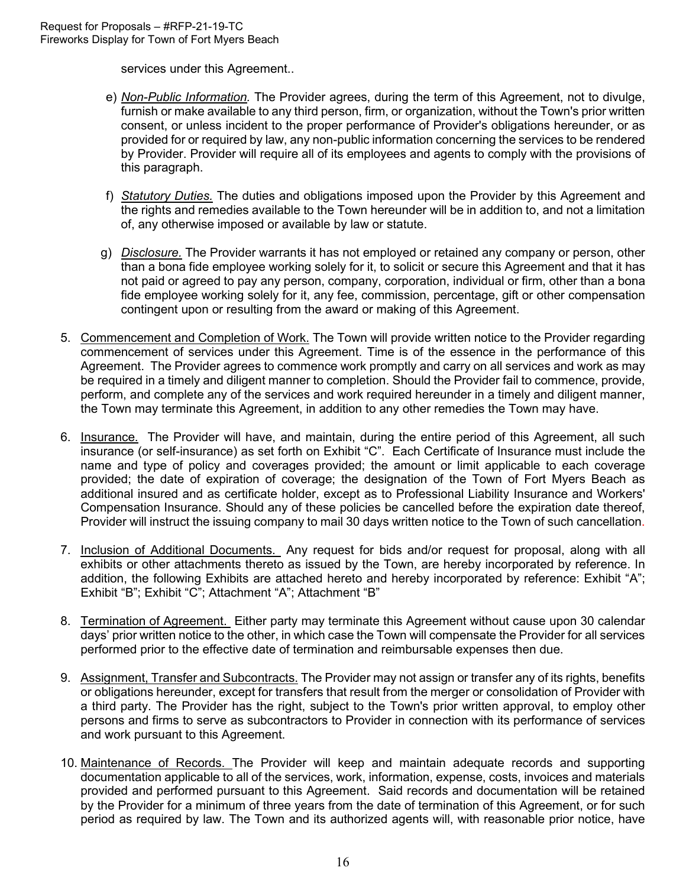services under this Agreement..

e) *Non-Public Information.* The Provider agrees, during the term of this Agreement, not to divulge, furnish or make available to any third person, firm, or organization, without the Town's prior written consent, or unless incident to the proper performance of Provider's obligations hereunder, or as provided for or required by law, any non-public information concerning the services to be rendered by Provider. Provider will require all of its employees and agents to comply with the provisions of this paragraph.

f) *Statutory Duties.* The duties and obligations imposed upon the Provider by this Agreement and the rights and remedies available to the Town hereunder will be in addition to, and not a limitation of, any otherwise imposed or available by law or statute.

g) *Disclosure.* The Provider warrants it has not employed or retained any company or person, other than a bona fide employee working solely for it, to solicit or secure this Agreement and that it has not paid or agreed to pay any person, company, corporation, individual or firm, other than a bona fide employee working solely for it, any fee, commission, percentage, gift or other compensation contingent upon or resulting from the award or making of this Agreement.

5. Commencement and Completion of Work. The Town will provide written notice to the Provider regarding commencement of services under this Agreement. Time is of the essence in the performance of this Agreement. The Provider agrees to commence work promptly and carry on all services and work as may be required in a timely and diligent manner to completion. Should the Provider fail to commence, provide, perform, and complete any of the services and work required hereunder in a timely and diligent manner, the Town may terminate this Agreement, in addition to any other remedies the Town may have.

6. Insurance. The Provider will have, and maintain, during the entire period of this Agreement, all such insurance (or self-insurance) as set forth on Exhibit "C". Each Certificate of Insurance must include the name and type of policy and coverages provided; the amount or limit applicable to each coverage provided; the date of expiration of coverage; the designation of the Town of Fort Myers Beach as additional insured and as certificate holder, except as to Professional Liability Insurance and Workers' Compensation Insurance. Should any of these policies be cancelled before the expiration date thereof, Provider will instruct the issuing company to mail 30 days written notice to the Town of such cancellation.

7. Inclusion of Additional Documents. Any request for bids and/or request for proposal, along with all exhibits or other attachments thereto as issued by the Town, are hereby incorporated by reference. In addition, the following Exhibits are attached hereto and hereby incorporated by reference: Exhibit "A"; Exhibit "B"; Exhibit "C"; Attachment "A"; Attachment "B"

8. Termination of Agreement. Either party may terminate this Agreement without cause upon 30 calendar days' prior written notice to the other, in which case the Town will compensate the Provider for all services performed prior to the effective date of termination and reimbursable expenses then due.

9. Assignment, Transfer and Subcontracts. The Provider may not assign or transfer any of its rights, benefits or obligations hereunder, except for transfers that result from the merger or consolidation of Provider with a third party. The Provider has the right, subject to the Town's prior written approval, to employ other persons and firms to serve as subcontractors to Provider in connection with its performance of services and work pursuant to this Agreement.

10. Maintenance of Records. The Provider will keep and maintain adequate records and supporting documentation applicable to all of the services, work, information, expense, costs, invoices and materials provided and performed pursuant to this Agreement. Said records and documentation will be retained by the Provider for a minimum of three years from the date of termination of this Agreement, or for such period as required by law. The Town and its authorized agents will, with reasonable prior notice, have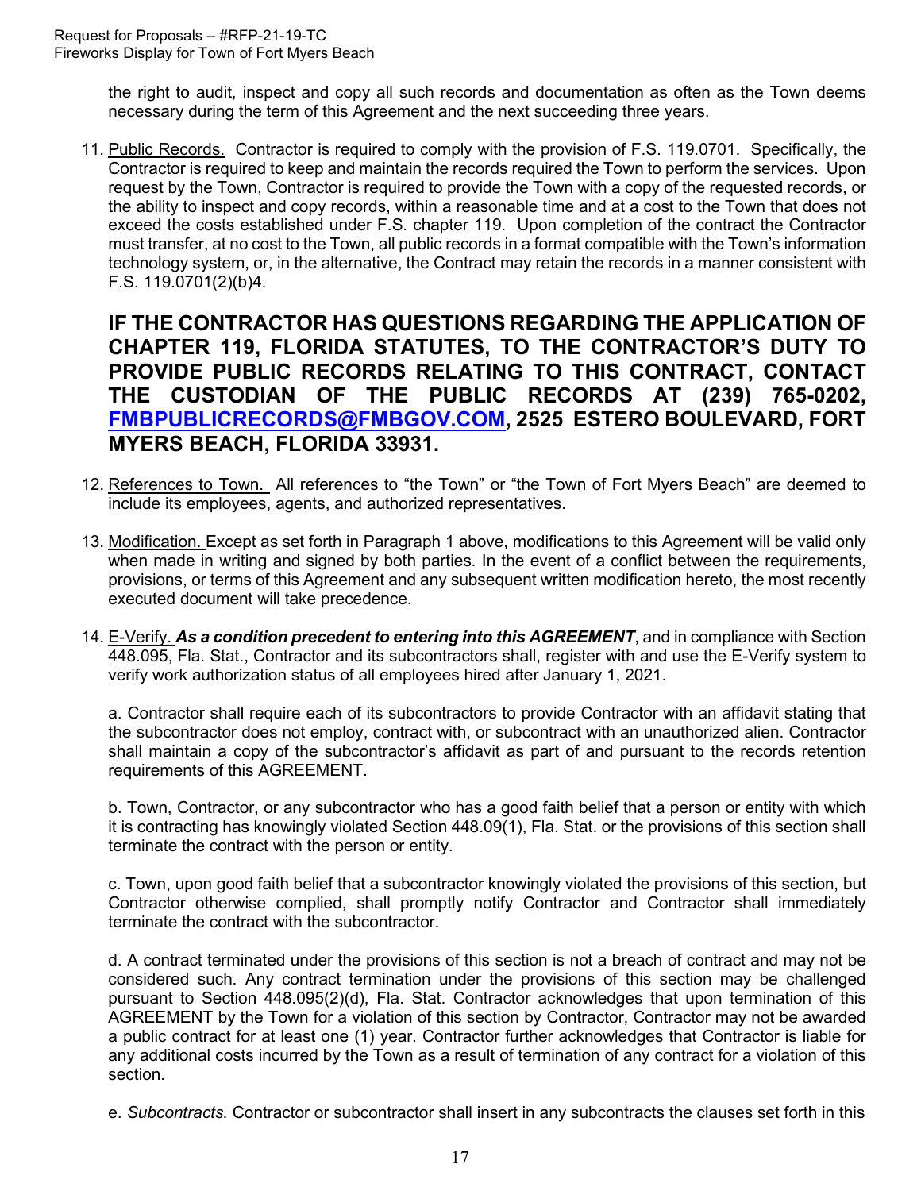the right to audit, inspect and copy all such records and documentation as often as the Town deems necessary during the term of this Agreement and the next succeeding three years.

11. Public Records. Contractor is required to comply with the provision of F.S. 119.0701. Specifically, the Contractor is required to keep and maintain the records required the Town to perform the services. Upon request by the Town, Contractor is required to provide the Town with a copy of the requested records, or the ability to inspect and copy records, within a reasonable time and at a cost to the Town that does not exceed the costs established under F.S. chapter 119. Upon completion of the contract the Contractor must transfer, at no cost to the Town, all public records in a format compatible with the Town's information technology system, or, in the alternative, the Contract may retain the records in a manner consistent with F.S. 119.0701(2)(b)4.

    **IF THE CONTRACTOR HAS QUESTIONS REGARDING THE APPLICATION OF CHAPTER 119, FLORIDA STATUTES, TO THE CONTRACTOR'S DUTY TO PROVIDE PUBLIC RECORDS RELATING TO THIS CONTRACT, CONTACT THE CUSTODIAN OF THE PUBLIC RECORDS AT (239) 765-0202, FMBPUBLICRECORDS@FMBGOV.COM, 2525 ESTERO BOULEVARD, FORT MYERS BEACH, FLORIDA 33931.**

12. References to Town. All references to "the Town" or "the Town of Fort Myers Beach" are deemed to include its employees, agents, and authorized representatives.

13. Modification. Except as set forth in Paragraph 1 above, modifications to this Agreement will be valid only when made in writing and signed by both parties. In the event of a conflict between the requirements, provisions, or terms of this Agreement and any subsequent written modification hereto, the most recently executed document will take precedence.

14. E-Verify. ***As a condition precedent to entering into this AGREEMENT***, and in compliance with Section 448.095, Fla. Stat., Contractor and its subcontractors shall, register with and use the E-Verify system to verify work authorization status of all employees hired after January 1, 2021.

    a. Contractor shall require each of its subcontractors to provide Contractor with an affidavit stating that the subcontractor does not employ, contract with, or subcontract with an unauthorized alien. Contractor shall maintain a copy of the subcontractor's affidavit as part of and pursuant to the records retention requirements of this AGREEMENT.

    b. Town, Contractor, or any subcontractor who has a good faith belief that a person or entity with which it is contracting has knowingly violated Section 448.09(1), Fla. Stat. or the provisions of this section shall terminate the contract with the person or entity.

    c. Town, upon good faith belief that a subcontractor knowingly violated the provisions of this section, but Contractor otherwise complied, shall promptly notify Contractor and Contractor shall immediately terminate the contract with the subcontractor.

    d. A contract terminated under the provisions of this section is not a breach of contract and may not be considered such. Any contract termination under the provisions of this section may be challenged pursuant to Section 448.095(2)(d), Fla. Stat. Contractor acknowledges that upon termination of this AGREEMENT by the Town for a violation of this section by Contractor, Contractor may not be awarded a public contract for at least one (1) year. Contractor further acknowledges that Contractor is liable for any additional costs incurred by the Town as a result of termination of any contract for a violation of this section.

    e. *Subcontracts.* Contractor or subcontractor shall insert in any subcontracts the clauses set forth in this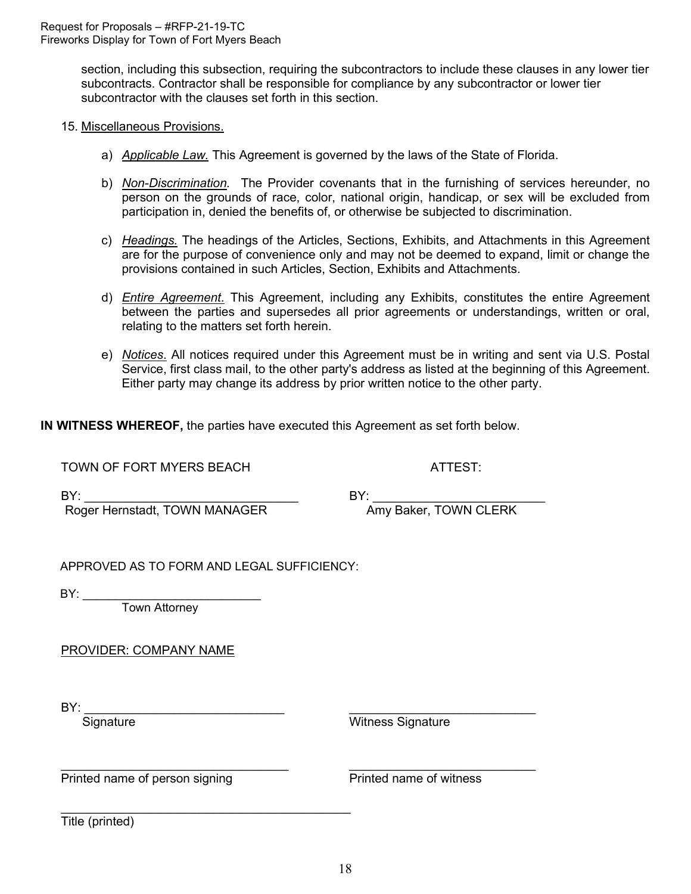section, including this subsection, requiring the subcontractors to include these clauses in any lower tier subcontracts. Contractor shall be responsible for compliance by any subcontractor or lower tier subcontractor with the clauses set forth in this section.

15. Miscellaneous Provisions.

    a) *Applicable Law.* This Agreement is governed by the laws of the State of Florida.

    b) *Non-Discrimination.* The Provider covenants that in the furnishing of services hereunder, no person on the grounds of race, color, national origin, handicap, or sex will be excluded from participation in, denied the benefits of, or otherwise be subjected to discrimination.

    c) *Headings.* The headings of the Articles, Sections, Exhibits, and Attachments in this Agreement are for the purpose of convenience only and may not be deemed to expand, limit or change the provisions contained in such Articles, Section, Exhibits and Attachments.

    d) *Entire Agreement.* This Agreement, including any Exhibits, constitutes the entire Agreement between the parties and supersedes all prior agreements or understandings, written or oral, relating to the matters set forth herein.

    e) *Notices.* All notices required under this Agreement must be in writing and sent via U.S. Postal Service, first class mail, to the other party's address as listed at the beginning of this Agreement. Either party may change its address by prior written notice to the other party.

**IN WITNESS WHEREOF,** the parties have executed this Agreement as set forth below.

TOWN OF FORT MYERS BEACH

BY: ________________________________
Roger Hernstadt, TOWN MANAGER

ATTEST:

BY: __________________________
Amy Baker, TOWN CLERK

APPROVED AS TO FORM AND LEGAL SUFFICIENCY:

BY: ___________________________
Town Attorney

PROVIDER: COMPANY NAME

BY: ______________________________
Signature

____________________________
Witness Signature

__________________________________
Printed name of person signing

____________________________
Printed name of witness

____________________________________________
Title (printed)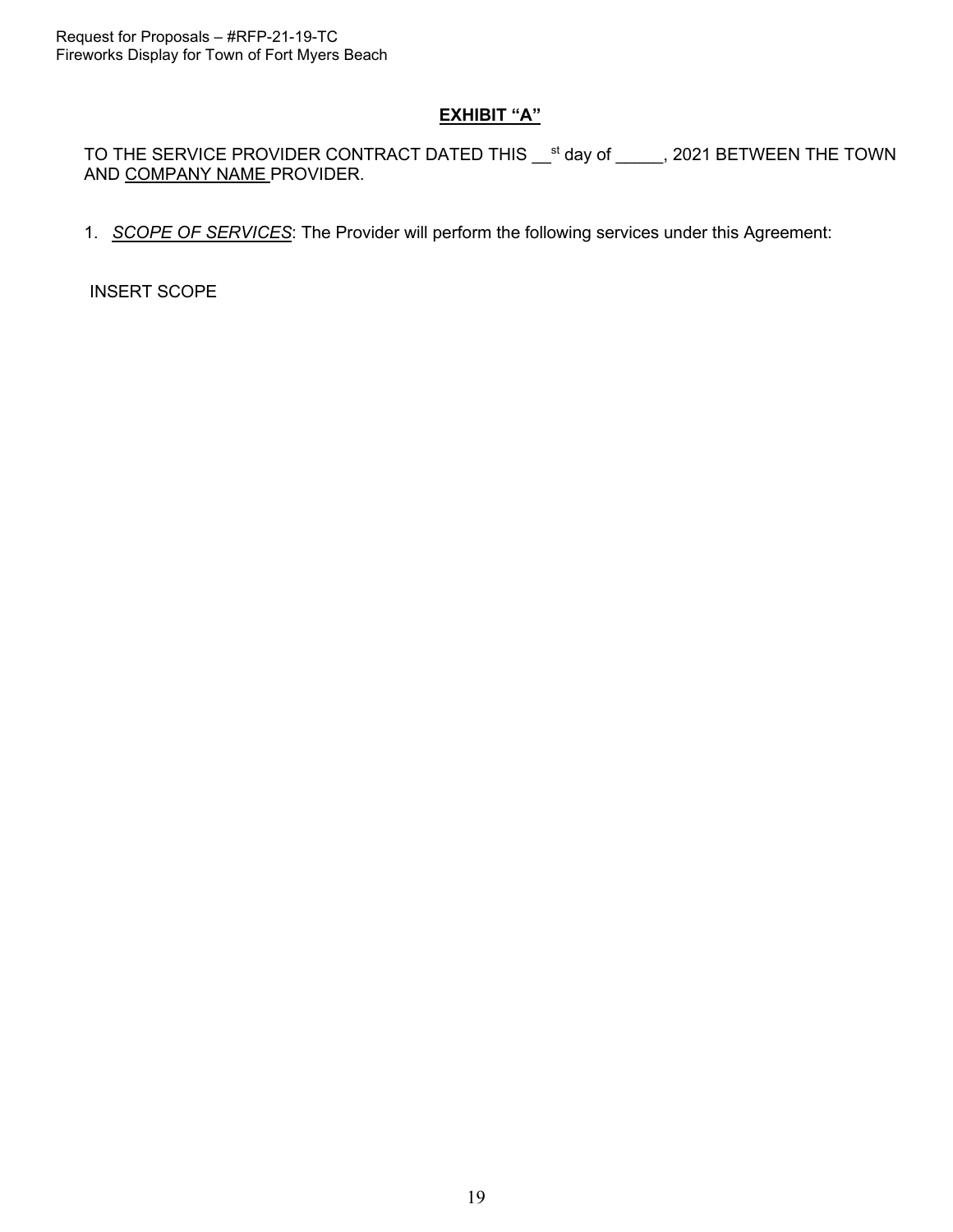# **EXHIBIT "A"**

TO THE SERVICE PROVIDER CONTRACT DATED THIS __st day of _____, 2021 BETWEEN THE TOWN AND COMPANY NAME PROVIDER.

1. ***SCOPE OF SERVICES***: The Provider will perform the following services under this Agreement:

INSERT SCOPE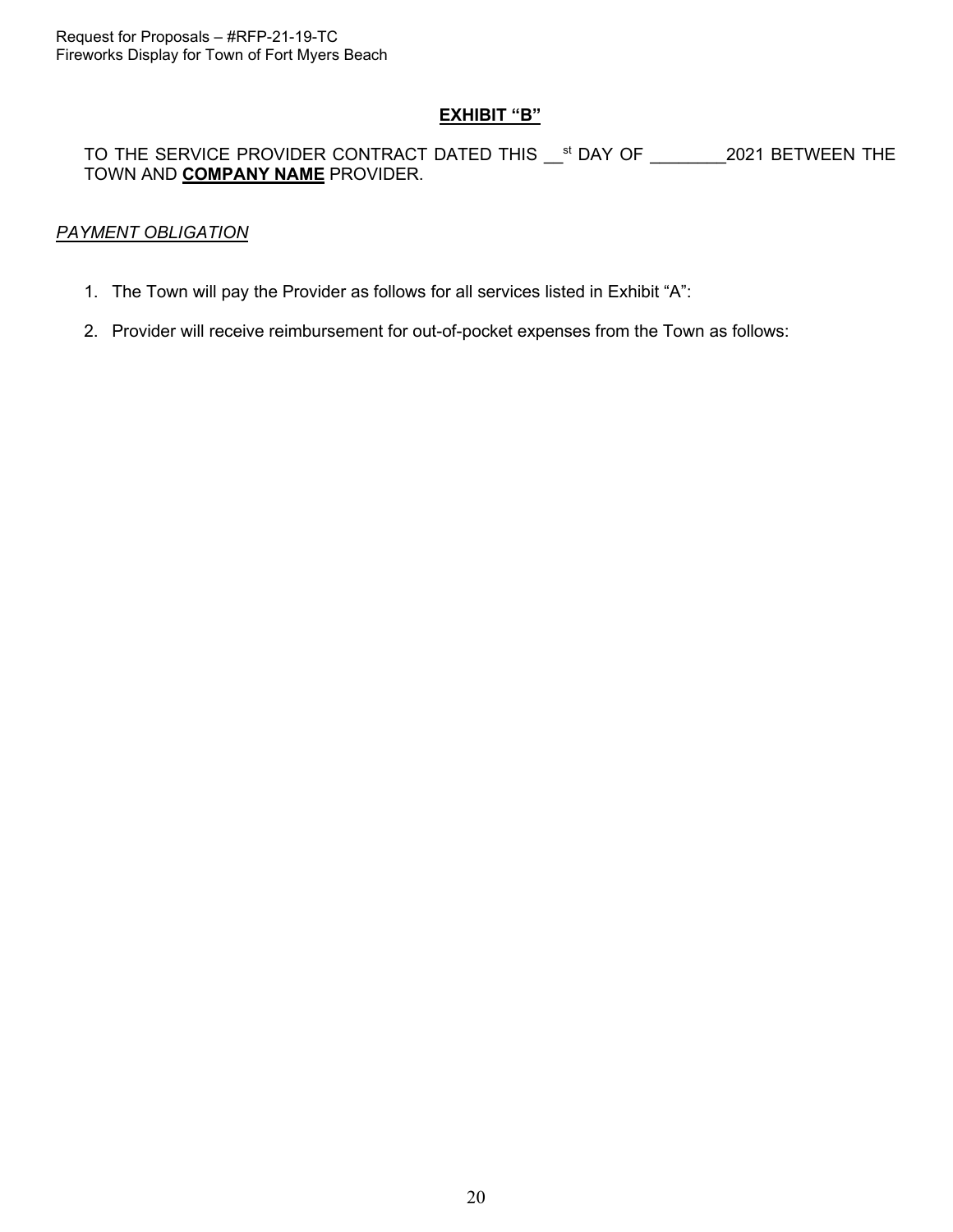## EXHIBIT "B"

TO THE SERVICE PROVIDER CONTRACT DATED THIS __st DAY OF ________2021 BETWEEN THE TOWN AND **COMPANY NAME** PROVIDER.

*PAYMENT OBLIGATION*

1. The Town will pay the Provider as follows for all services listed in Exhibit "A":
2. Provider will receive reimbursement for out-of-pocket expenses from the Town as follows: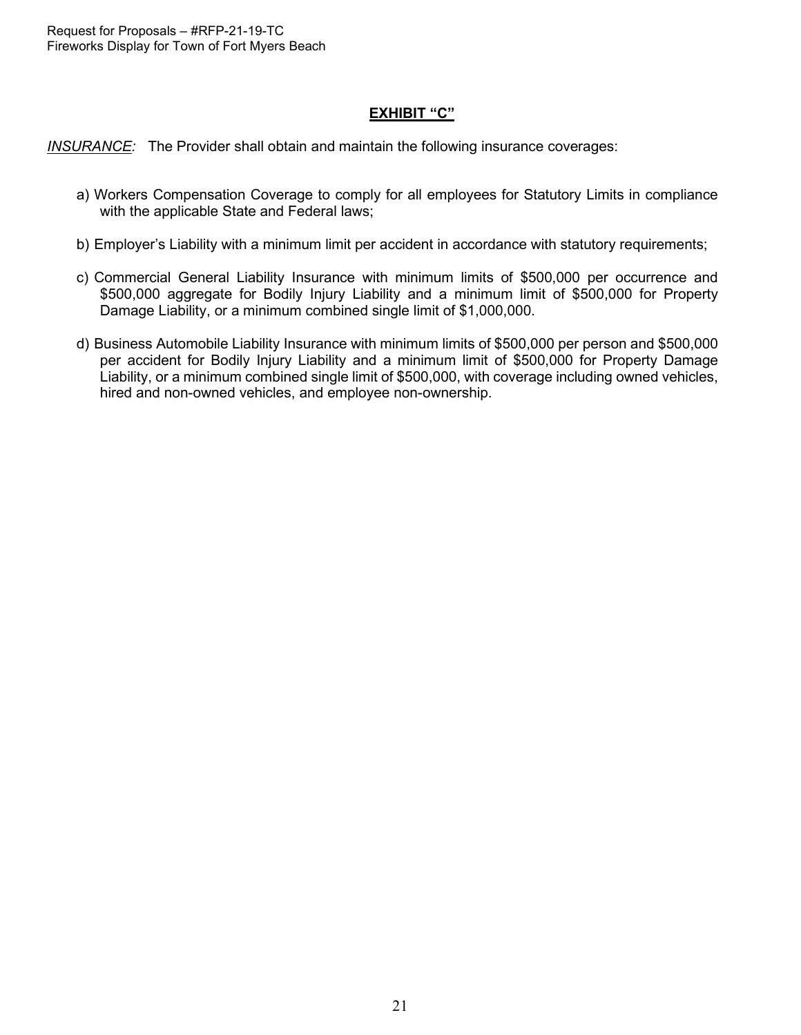## EXHIBIT "C"

*INSURANCE:* The Provider shall obtain and maintain the following insurance coverages:

a) Workers Compensation Coverage to comply for all employees for Statutory Limits in compliance with the applicable State and Federal laws;

b) Employer's Liability with a minimum limit per accident in accordance with statutory requirements;

c) Commercial General Liability Insurance with minimum limits of $500,000 per occurrence and $500,000 aggregate for Bodily Injury Liability and a minimum limit of $500,000 for Property Damage Liability, or a minimum combined single limit of $1,000,000.

d) Business Automobile Liability Insurance with minimum limits of $500,000 per person and $500,000 per accident for Bodily Injury Liability and a minimum limit of $500,000 for Property Damage Liability, or a minimum combined single limit of $500,000, with coverage including owned vehicles, hired and non-owned vehicles, and employee non-ownership.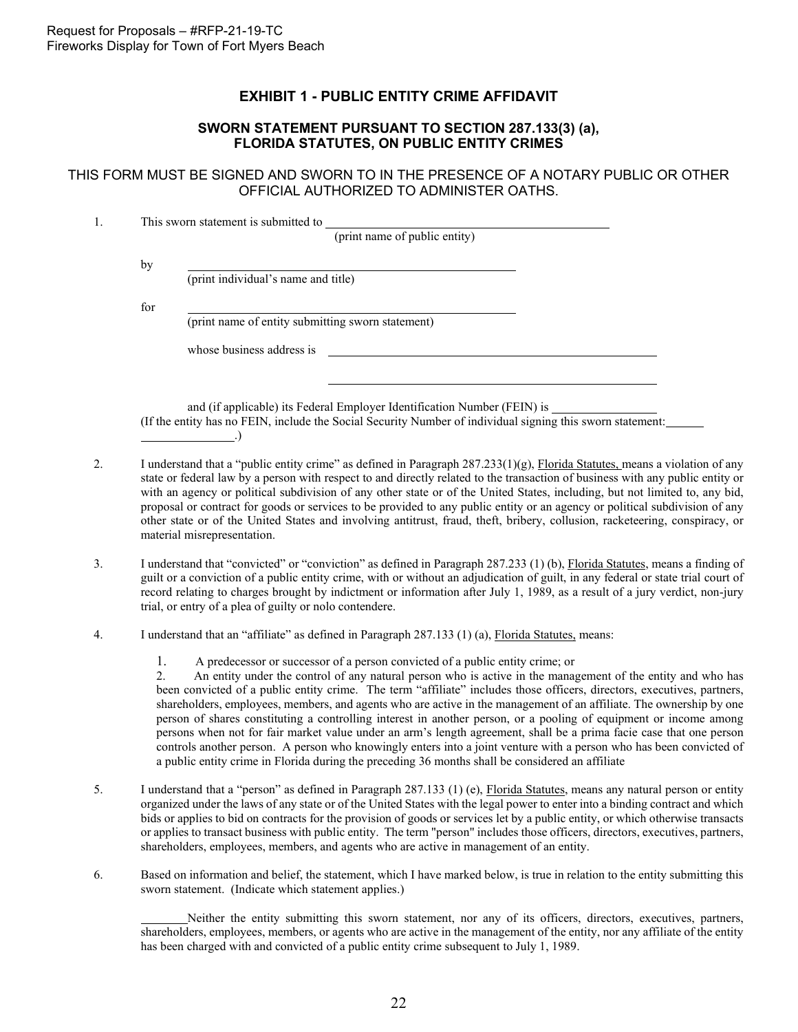## EXHIBIT 1 - PUBLIC ENTITY CRIME AFFIDAVIT

### SWORN STATEMENT PURSUANT TO SECTION 287.133(3) (a), FLORIDA STATUTES, ON PUBLIC ENTITY CRIMES

THIS FORM MUST BE SIGNED AND SWORN TO IN THE PRESENCE OF A NOTARY PUBLIC OR OTHER OFFICIAL AUTHORIZED TO ADMINISTER OATHS.

1. This sworn statement is submitted to ______________________________________________
(print name of public entity)

   by ______________________________________________
   (print individual's name and title)

   for ______________________________________________
   (print name of entity submitting sworn statement)

   whose business address is ______________________________________________

   ______________________________________________

   and (if applicable) its Federal Employer Identification Number (FEIN) is ________________
   (If the entity has no FEIN, include the Social Security Number of individual signing this sworn statement: ______ ______________.)

2. I understand that a "public entity crime" as defined in Paragraph 287.233(1)(g), Florida Statutes, means a violation of any state or federal law by a person with respect to and directly related to the transaction of business with any public entity or with an agency or political subdivision of any other state or of the United States, including, but not limited to, any bid, proposal or contract for goods or services to be provided to any public entity or an agency or political subdivision of any other state or of the United States and involving antitrust, fraud, theft, bribery, collusion, racketeering, conspiracy, or material misrepresentation.

3. I understand that "convicted" or "conviction" as defined in Paragraph 287.233 (1) (b), Florida Statutes, means a finding of guilt or a conviction of a public entity crime, with or without an adjudication of guilt, in any federal or state trial court of record relating to charges brought by indictment or information after July 1, 1989, as a result of a jury verdict, non-jury trial, or entry of a plea of guilty or nolo contendere.

4. I understand that an "affiliate" as defined in Paragraph 287.133 (1) (a), Florida Statutes, means:

   1. A predecessor or successor of a person convicted of a public entity crime; or
   2. An entity under the control of any natural person who is active in the management of the entity and who has been convicted of a public entity crime. The term "affiliate" includes those officers, directors, executives, partners, shareholders, employees, members, and agents who are active in the management of an affiliate. The ownership by one person of shares constituting a controlling interest in another person, or a pooling of equipment or income among persons when not for fair market value under an arm's length agreement, shall be a prima facie case that one person controls another person. A person who knowingly enters into a joint venture with a person who has been convicted of a public entity crime in Florida during the preceding 36 months shall be considered an affiliate

5. I understand that a "person" as defined in Paragraph 287.133 (1) (e), Florida Statutes, means any natural person or entity organized under the laws of any state or of the United States with the legal power to enter into a binding contract and which bids or applies to bid on contracts for the provision of goods or services let by a public entity, or which otherwise transacts or applies to transact business with public entity. The term "person" includes those officers, directors, executives, partners, shareholders, employees, members, and agents who are active in management of an entity.

6. Based on information and belief, the statement, which I have marked below, is true in relation to the entity submitting this sworn statement. (Indicate which statement applies.)

   ________Neither the entity submitting this sworn statement, nor any of its officers, directors, executives, partners, shareholders, employees, members, or agents who are active in the management of the entity, nor any affiliate of the entity has been charged with and convicted of a public entity crime subsequent to July 1, 1989.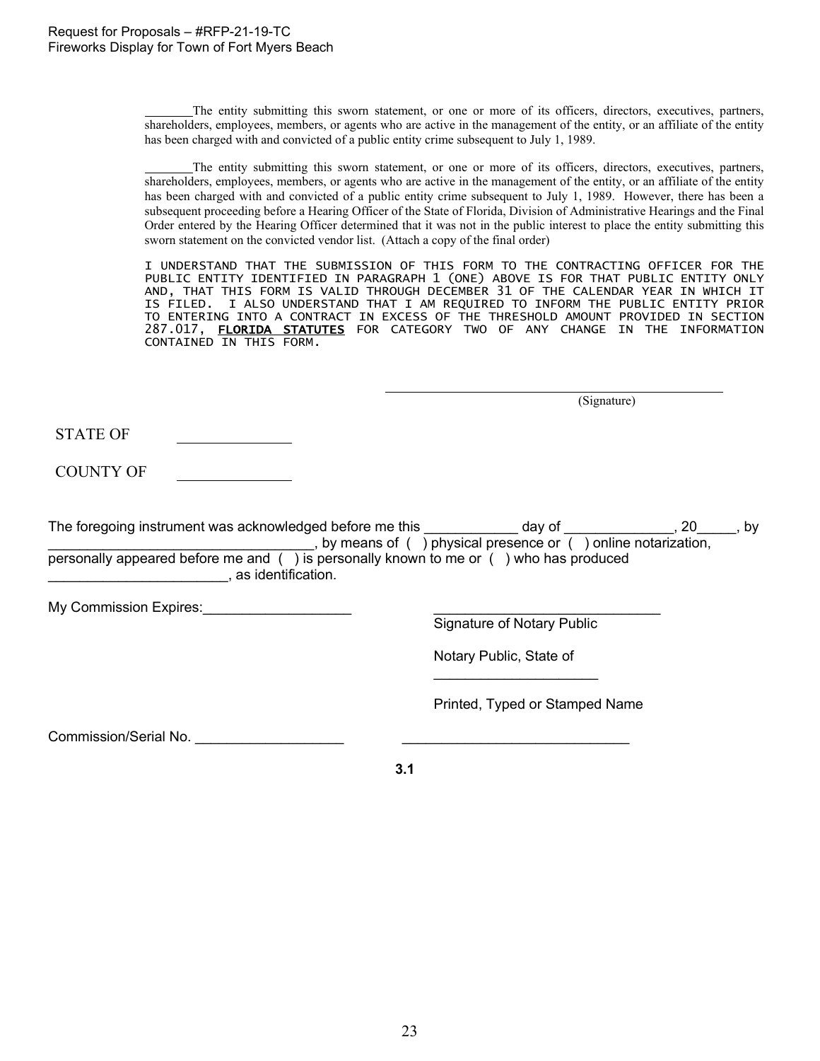_______The entity submitting this sworn statement, or one or more of its officers, directors, executives, partners, shareholders, employees, members, or agents who are active in the management of the entity, or an affiliate of the entity has been charged with and convicted of a public entity crime subsequent to July 1, 1989.

_______The entity submitting this sworn statement, or one or more of its officers, directors, executives, partners, shareholders, employees, members, or agents who are active in the management of the entity, or an affiliate of the entity has been charged with and convicted of a public entity crime subsequent to July 1, 1989. However, there has been a subsequent proceeding before a Hearing Officer of the State of Florida, Division of Administrative Hearings and the Final Order entered by the Hearing Officer determined that it was not in the public interest to place the entity submitting this sworn statement on the convicted vendor list. (Attach a copy of the final order)

I UNDERSTAND THAT THE SUBMISSION OF THIS FORM TO THE CONTRACTING OFFICER FOR THE PUBLIC ENTITY IDENTIFIED IN PARAGRAPH 1 (ONE) ABOVE IS FOR THAT PUBLIC ENTITY ONLY AND, THAT THIS FORM IS VALID THROUGH DECEMBER 31 OF THE CALENDAR YEAR IN WHICH IT IS FILED. I ALSO UNDERSTAND THAT I AM REQUIRED TO INFORM THE PUBLIC ENTITY PRIOR TO ENTERING INTO A CONTRACT IN EXCESS OF THE THRESHOLD AMOUNT PROVIDED IN SECTION 287.017, **FLORIDA STATUTES** FOR CATEGORY TWO OF ANY CHANGE IN THE INFORMATION CONTAINED IN THIS FORM.

_______________________________________
(Signature)

STATE OF _______________

COUNTY OF _______________

The foregoing instrument was acknowledged before me this ____________ day of ______________, 20_____, by _________________________________, by means of ( ) physical presence or ( ) online notarization, personally appeared before me and ( ) is personally known to me or ( ) who has produced _______________________, as identification.

My Commission Expires:___________________

_____________________________
Signature of Notary Public

Notary Public, State of _____________________

Printed, Typed or Stamped Name

Commission/Serial No. ___________________ _____________________________

**3.1**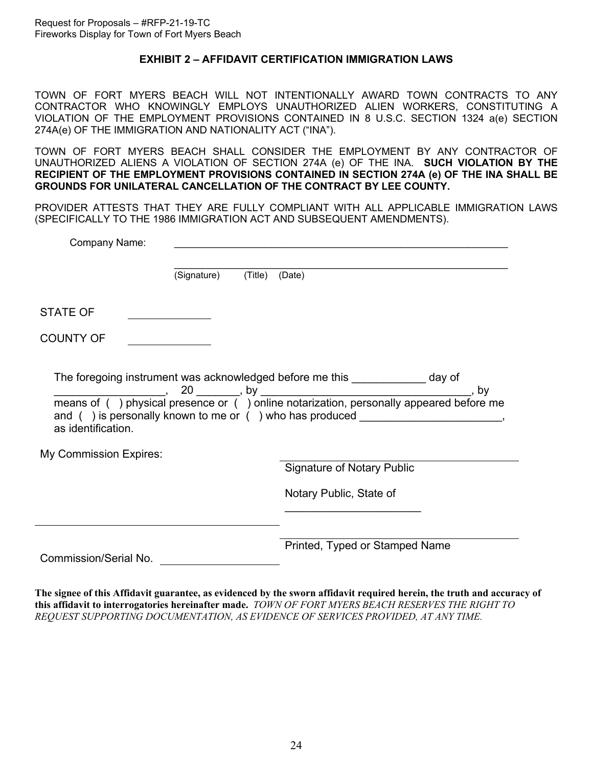## EXHIBIT 2 – AFFIDAVIT CERTIFICATION IMMIGRATION LAWS

TOWN OF FORT MYERS BEACH WILL NOT INTENTIONALLY AWARD TOWN CONTRACTS TO ANY CONTRACTOR WHO KNOWINGLY EMPLOYS UNAUTHORIZED ALIEN WORKERS, CONSTITUTING A VIOLATION OF THE EMPLOYMENT PROVISIONS CONTAINED IN 8 U.S.C. SECTION 1324 a(e) SECTION 274A(e) OF THE IMMIGRATION AND NATIONALITY ACT ("INA").

TOWN OF FORT MYERS BEACH SHALL CONSIDER THE EMPLOYMENT BY ANY CONTRACTOR OF UNAUTHORIZED ALIENS A VIOLATION OF SECTION 274A (e) OF THE INA. **SUCH VIOLATION BY THE RECIPIENT OF THE EMPLOYMENT PROVISIONS CONTAINED IN SECTION 274A (e) OF THE INA SHALL BE GROUNDS FOR UNILATERAL CANCELLATION OF THE CONTRACT BY LEE COUNTY.**

PROVIDER ATTESTS THAT THEY ARE FULLY COMPLIANT WITH ALL APPLICABLE IMMIGRATION LAWS (SPECIFICALLY TO THE 1986 IMMIGRATION ACT AND SUBSEQUENT AMENDMENTS).

Company Name: ____________________________________________

____________________________________________
(Signature) (Title) (Date)

STATE OF ____________

COUNTY OF ____________

The foregoing instrument was acknowledged before me this ___________ day of _________________, 20 _______, by __________________________________, by means of ( ) physical presence or ( ) online notarization, personally appeared before me and ( ) is personally known to me or ( ) who has produced _______________________, as identification.

My Commission Expires: ____________________________________

Signature of Notary Public

Notary Public, State of ______________________

____________________________________

Printed, Typed or Stamped Name

Commission/Serial No. ________________

**The signee of this Affidavit guarantee, as evidenced by the sworn affidavit required herein, the truth and accuracy of this affidavit to interrogatories hereinafter made.** *TOWN OF FORT MYERS BEACH RESERVES THE RIGHT TO REQUEST SUPPORTING DOCUMENTATION, AS EVIDENCE OF SERVICES PROVIDED, AT ANY TIME.*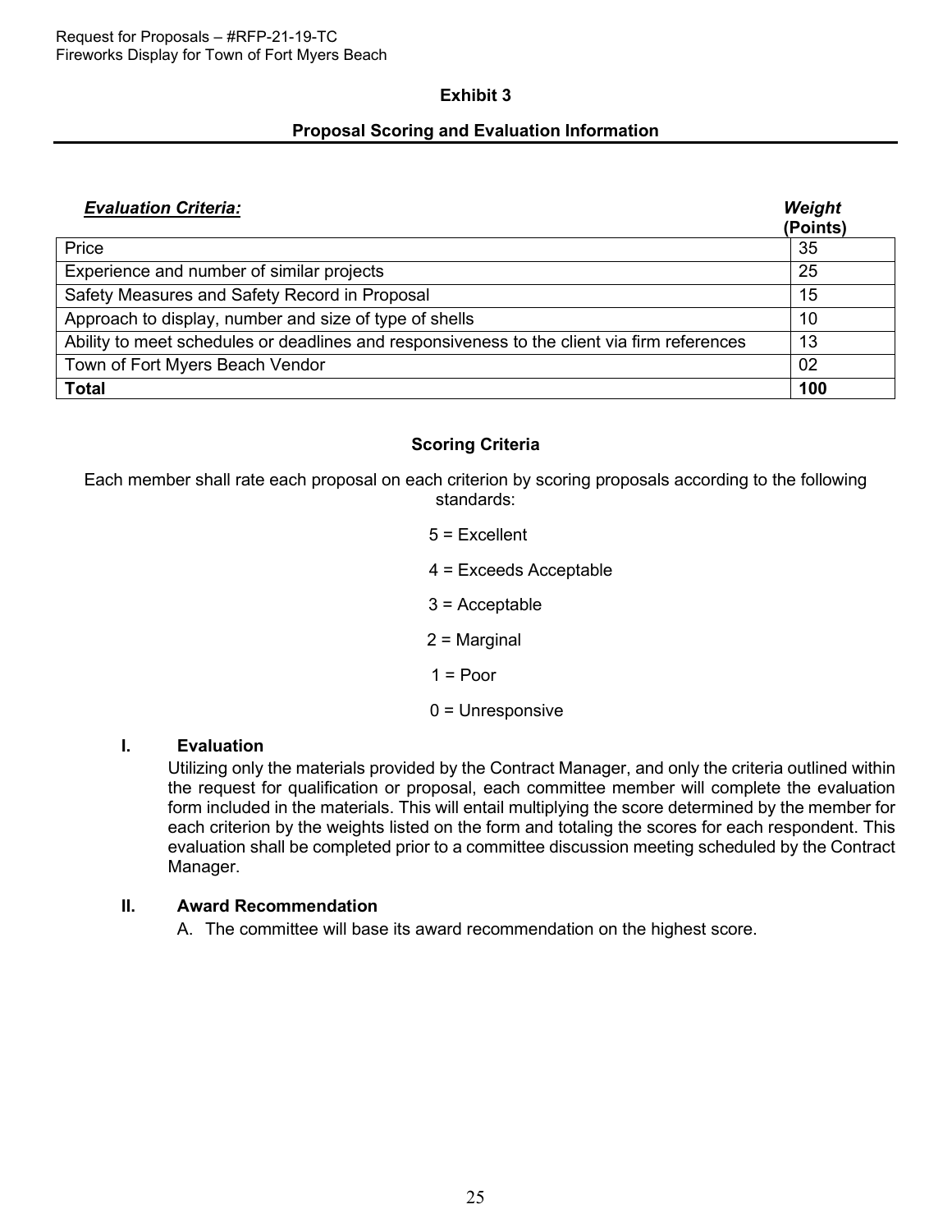## Exhibit 3

## Proposal Scoring and Evaluation Information

| ***Evaluation Criteria:*** | ***Weight (Points)*** |
|---|---|
| Price | 35 |
| Experience and number of similar projects | 25 |
| Safety Measures and Safety Record in Proposal | 15 |
| Approach to display, number and size of type of shells | 10 |
| Ability to meet schedules or deadlines and responsiveness to the client via firm references | 13 |
| Town of Fort Myers Beach Vendor | 02 |
| **Total** | **100** |

### Scoring Criteria

Each member shall rate each proposal on each criterion by scoring proposals according to the following standards:

5 = Excellent

4 = Exceeds Acceptable

3 = Acceptable

2 = Marginal

1 = Poor

0 = Unresponsive

**I. Evaluation**

Utilizing only the materials provided by the Contract Manager, and only the criteria outlined within the request for qualification or proposal, each committee member will complete the evaluation form included in the materials. This will entail multiplying the score determined by the member for each criterion by the weights listed on the form and totaling the scores for each respondent. This evaluation shall be completed prior to a committee discussion meeting scheduled by the Contract Manager.

**II. Award Recommendation**

A. The committee will base its award recommendation on the highest score.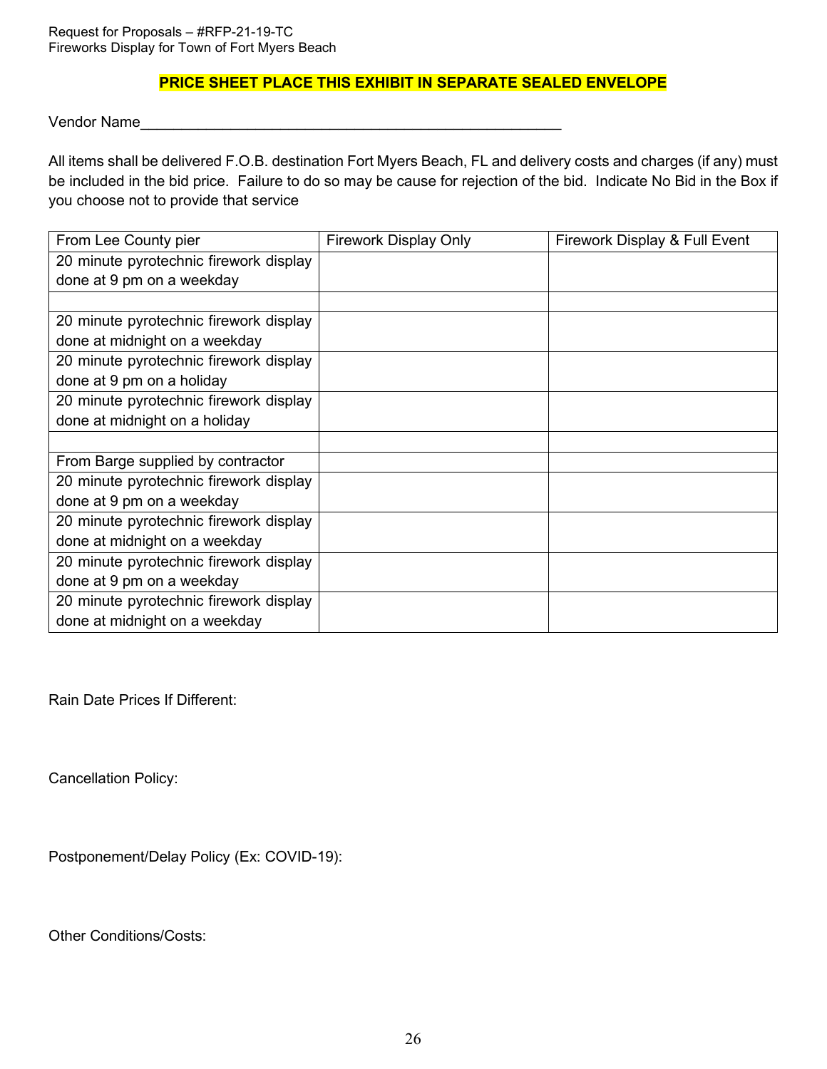Request for Proposals – #RFP-21-19-TC
Fireworks Display for Town of Fort Myers Beach

**PRICE SHEET PLACE THIS EXHIBIT IN SEPARATE SEALED ENVELOPE**

Vendor Name_____________________________________________________

All items shall be delivered F.O.B. destination Fort Myers Beach, FL and delivery costs and charges (if any) must be included in the bid price. Failure to do so may be cause for rejection of the bid. Indicate No Bid in the Box if you choose not to provide that service

| From Lee County pier | Firework Display Only | Firework Display & Full Event |
|---|---|---|
| 20 minute pyrotechnic firework display done at 9 pm on a weekday | | |
| | | |
| 20 minute pyrotechnic firework display done at midnight on a weekday | | |
| 20 minute pyrotechnic firework display done at 9 pm on a holiday | | |
| 20 minute pyrotechnic firework display done at midnight on a holiday | | |
| | | |
| From Barge supplied by contractor | | |
| 20 minute pyrotechnic firework display done at 9 pm on a weekday | | |
| 20 minute pyrotechnic firework display done at midnight on a weekday | | |
| 20 minute pyrotechnic firework display done at 9 pm on a weekday | | |
| 20 minute pyrotechnic firework display done at midnight on a weekday | | |

Rain Date Prices If Different:

Cancellation Policy:

Postponement/Delay Policy (Ex: COVID-19):

Other Conditions/Costs: